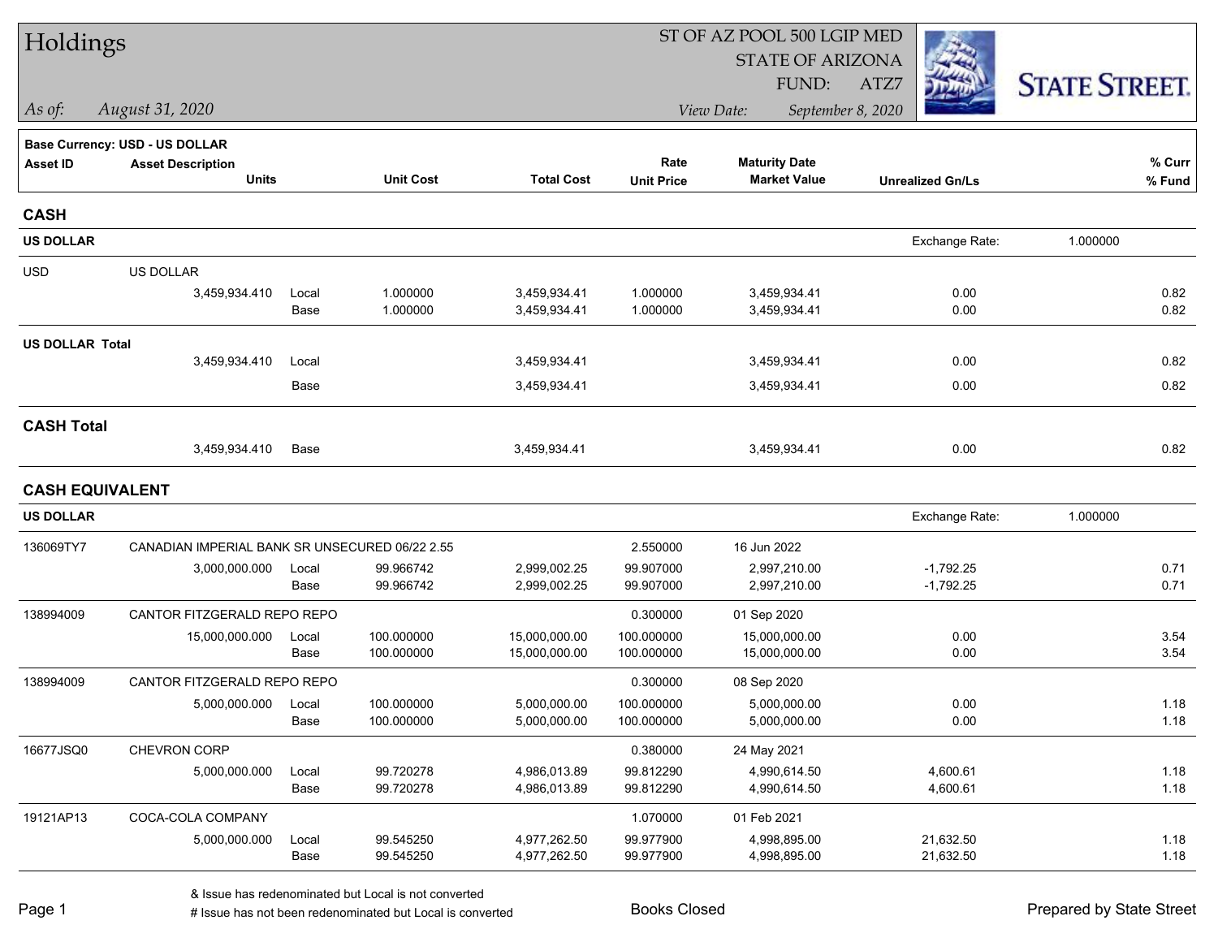# Holdings

ST OF AZ POOL 500 LGIP MED
STATE OF ARIZONA
FUND: ATZ7

*As of: August 31, 2020*
*View Date: September 8, 2020*

STATE STREET.

**Base Currency: USD - US DOLLAR**

| Asset ID | Asset Description / Units | | Unit Cost | Total Cost | Rate / Unit Price | Maturity Date / Market Value | Unrealized Gn/Ls | % Curr / % Fund |
|---|---|---|---|---|---|---|---|---|
| **CASH** | | | | | | | | |
| **US DOLLAR** | | | | | | | Exchange Rate: 1.000000 | |
| USD | US DOLLAR | | | | | | | |
| | 3,459,934.410 | Local | 1.000000 | 3,459,934.41 | 1.000000 | 3,459,934.41 | 0.00 | 0.82 |
| | | Base | 1.000000 | 3,459,934.41 | 1.000000 | 3,459,934.41 | 0.00 | 0.82 |
| **US DOLLAR Total** | | | | | | | | |
| | 3,459,934.410 | Local | | 3,459,934.41 | | 3,459,934.41 | 0.00 | 0.82 |
| | | Base | | 3,459,934.41 | | 3,459,934.41 | 0.00 | 0.82 |
| **CASH Total** | | | | | | | | |
| | 3,459,934.410 | Base | | 3,459,934.41 | | 3,459,934.41 | 0.00 | 0.82 |
| **CASH EQUIVALENT** | | | | | | | | |
| **US DOLLAR** | | | | | | | Exchange Rate: 1.000000 | |
| 136069TY7 | CANADIAN IMPERIAL BANK SR UNSECURED 06/22 2.55 | | | | 2.550000 | 16 Jun 2022 | | |
| | 3,000,000.000 | Local | 99.966742 | 2,999,002.25 | 99.907000 | 2,997,210.00 | -1,792.25 | 0.71 |
| | | Base | 99.966742 | 2,999,002.25 | 99.907000 | 2,997,210.00 | -1,792.25 | 0.71 |
| 138994009 | CANTOR FITZGERALD REPO REPO | | | | 0.300000 | 01 Sep 2020 | | |
| | 15,000,000.000 | Local | 100.000000 | 15,000,000.00 | 100.000000 | 15,000,000.00 | 0.00 | 3.54 |
| | | Base | 100.000000 | 15,000,000.00 | 100.000000 | 15,000,000.00 | 0.00 | 3.54 |
| 138994009 | CANTOR FITZGERALD REPO REPO | | | | 0.300000 | 08 Sep 2020 | | |
| | 5,000,000.000 | Local | 100.000000 | 5,000,000.00 | 100.000000 | 5,000,000.00 | 0.00 | 1.18 |
| | | Base | 100.000000 | 5,000,000.00 | 100.000000 | 5,000,000.00 | 0.00 | 1.18 |
| 16677JSQ0 | CHEVRON CORP | | | | 0.380000 | 24 May 2021 | | |
| | 5,000,000.000 | Local | 99.720278 | 4,986,013.89 | 99.812290 | 4,990,614.50 | 4,600.61 | 1.18 |
| | | Base | 99.720278 | 4,986,013.89 | 99.812290 | 4,990,614.50 | 4,600.61 | 1.18 |
| 19121AP13 | COCA-COLA COMPANY | | | | 1.070000 | 01 Feb 2021 | | |
| | 5,000,000.000 | Local | 99.545250 | 4,977,262.50 | 99.977900 | 4,998,895.00 | 21,632.50 | 1.18 |
| | | Base | 99.545250 | 4,977,262.50 | 99.977900 | 4,998,895.00 | 21,632.50 | 1.18 |

& Issue has redenominated but Local is not converted
# Issue has not been redenominated but Local is converted

Books Closed

Prepared by State Street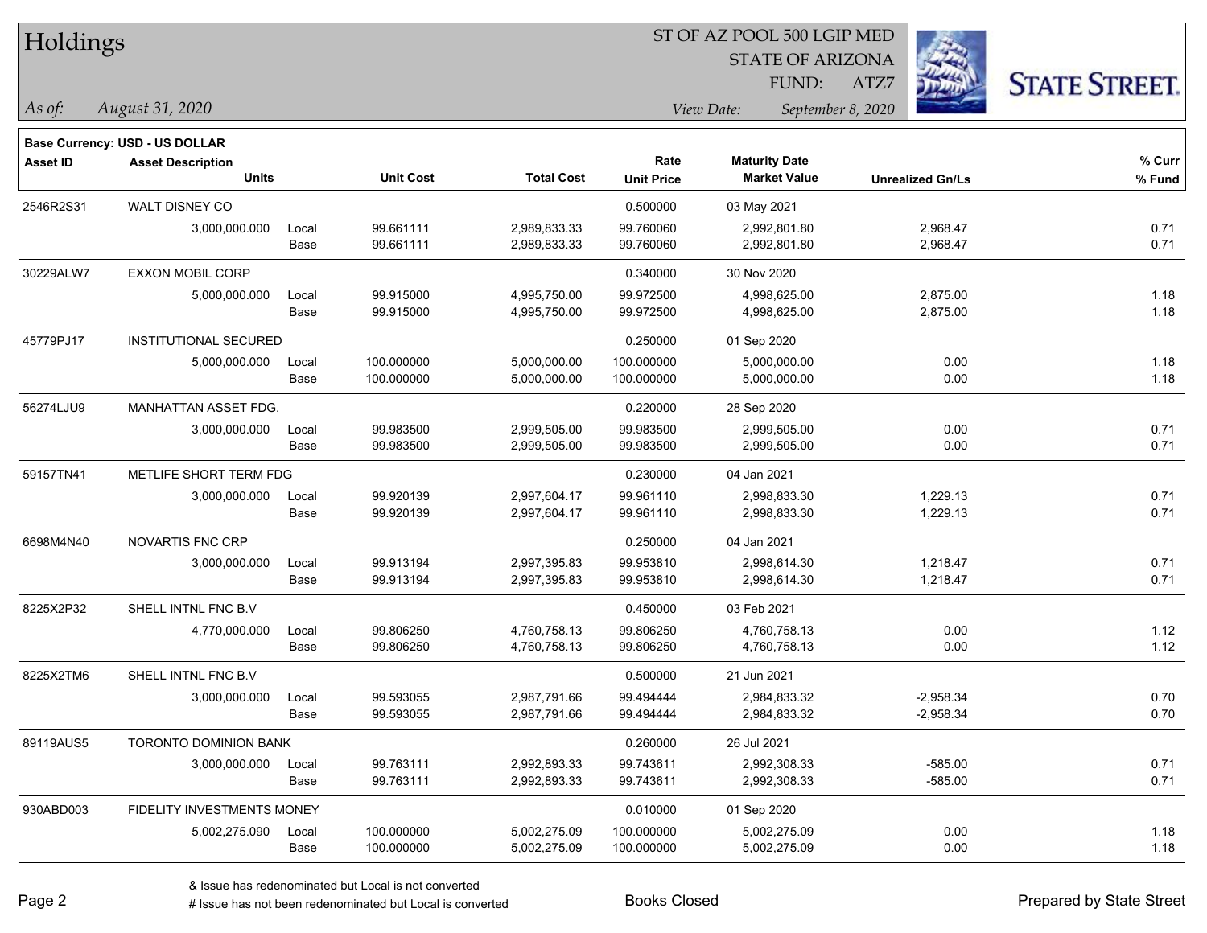# Holdings

ST OF AZ POOL 500 LGIP MED
STATE OF ARIZONA
FUND: ATZ7

*As of: August 31, 2020*

*View Date: September 8, 2020*

**Base Currency: USD - US DOLLAR**

| Asset ID | Asset Description / Units | | Unit Cost | Total Cost | Rate / Unit Price | Maturity Date / Market Value | Unrealized Gn/Ls | % Curr / % Fund |
|---|---|---|---|---|---|---|---|---|
| 2546R2S31 | WALT DISNEY CO | | | | 0.500000 | 03 May 2021 | | |
| | 3,000,000.000 | Local | 99.661111 | 2,989,833.33 | 99.760060 | 2,992,801.80 | 2,968.47 | 0.71 |
| | | Base | 99.661111 | 2,989,833.33 | 99.760060 | 2,992,801.80 | 2,968.47 | 0.71 |
| 30229ALW7 | EXXON MOBIL CORP | | | | 0.340000 | 30 Nov 2020 | | |
| | 5,000,000.000 | Local | 99.915000 | 4,995,750.00 | 99.972500 | 4,998,625.00 | 2,875.00 | 1.18 |
| | | Base | 99.915000 | 4,995,750.00 | 99.972500 | 4,998,625.00 | 2,875.00 | 1.18 |
| 45779PJ17 | INSTITUTIONAL SECURED | | | | 0.250000 | 01 Sep 2020 | | |
| | 5,000,000.000 | Local | 100.000000 | 5,000,000.00 | 100.000000 | 5,000,000.00 | 0.00 | 1.18 |
| | | Base | 100.000000 | 5,000,000.00 | 100.000000 | 5,000,000.00 | 0.00 | 1.18 |
| 56274LJU9 | MANHATTAN ASSET FDG. | | | | 0.220000 | 28 Sep 2020 | | |
| | 3,000,000.000 | Local | 99.983500 | 2,999,505.00 | 99.983500 | 2,999,505.00 | 0.00 | 0.71 |
| | | Base | 99.983500 | 2,999,505.00 | 99.983500 | 2,999,505.00 | 0.00 | 0.71 |
| 59157TN41 | METLIFE SHORT TERM FDG | | | | 0.230000 | 04 Jan 2021 | | |
| | 3,000,000.000 | Local | 99.920139 | 2,997,604.17 | 99.961110 | 2,998,833.30 | 1,229.13 | 0.71 |
| | | Base | 99.920139 | 2,997,604.17 | 99.961110 | 2,998,833.30 | 1,229.13 | 0.71 |
| 6698M4N40 | NOVARTIS FNC CRP | | | | 0.250000 | 04 Jan 2021 | | |
| | 3,000,000.000 | Local | 99.913194 | 2,997,395.83 | 99.953810 | 2,998,614.30 | 1,218.47 | 0.71 |
| | | Base | 99.913194 | 2,997,395.83 | 99.953810 | 2,998,614.30 | 1,218.47 | 0.71 |
| 8225X2P32 | SHELL INTNL FNC B.V | | | | 0.450000 | 03 Feb 2021 | | |
| | 4,770,000.000 | Local | 99.806250 | 4,760,758.13 | 99.806250 | 4,760,758.13 | 0.00 | 1.12 |
| | | Base | 99.806250 | 4,760,758.13 | 99.806250 | 4,760,758.13 | 0.00 | 1.12 |
| 8225X2TM6 | SHELL INTNL FNC B.V | | | | 0.500000 | 21 Jun 2021 | | |
| | 3,000,000.000 | Local | 99.593055 | 2,987,791.66 | 99.494444 | 2,984,833.32 | -2,958.34 | 0.70 |
| | | Base | 99.593055 | 2,987,791.66 | 99.494444 | 2,984,833.32 | -2,958.34 | 0.70 |
| 89119AUS5 | TORONTO DOMINION BANK | | | | 0.260000 | 26 Jul 2021 | | |
| | 3,000,000.000 | Local | 99.763111 | 2,992,893.33 | 99.743611 | 2,992,308.33 | -585.00 | 0.71 |
| | | Base | 99.763111 | 2,992,893.33 | 99.743611 | 2,992,308.33 | -585.00 | 0.71 |
| 930ABD003 | FIDELITY INVESTMENTS MONEY | | | | 0.010000 | 01 Sep 2020 | | |
| | 5,002,275.090 | Local | 100.000000 | 5,002,275.09 | 100.000000 | 5,002,275.09 | 0.00 | 1.18 |
| | | Base | 100.000000 | 5,002,275.09 | 100.000000 | 5,002,275.09 | 0.00 | 1.18 |

& Issue has redenominated but Local is not converted

# Issue has not been redenominated but Local is converted

Books Closed

Prepared by State Street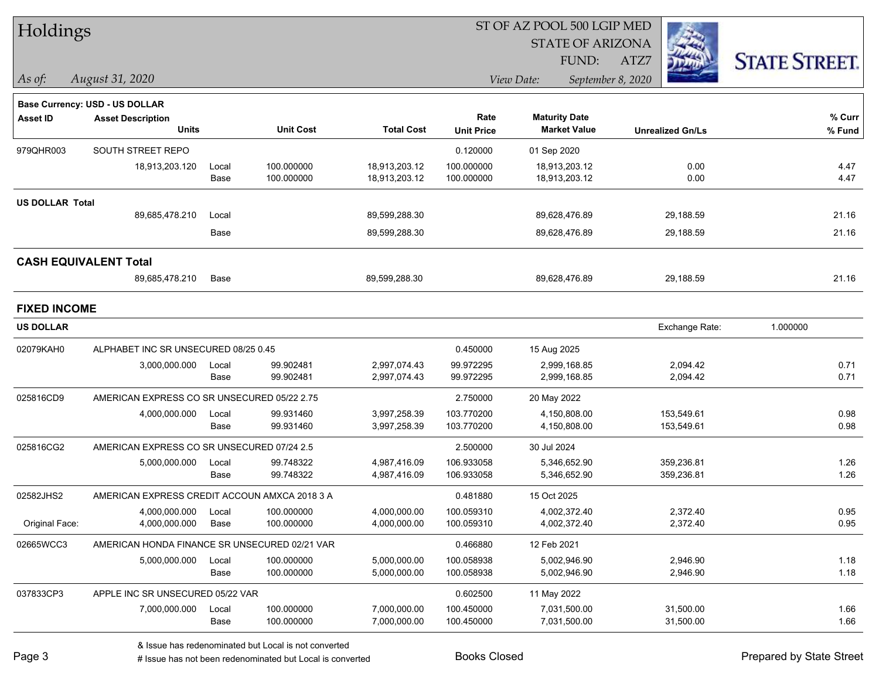# Holdings

ST OF AZ POOL 500 LGIP MED
STATE OF ARIZONA
FUND: ATZ7

*As of:* *August 31, 2020*

*View Date:* *September 8, 2020*

STATE STREET

**Base Currency: USD - US DOLLAR**

| Asset ID | Asset Description / Units | | Unit Cost | Total Cost | Rate / Unit Price | Maturity Date / Market Value | Unrealized Gn/Ls | % Curr / % Fund |
|---|---|---|---|---|---|---|---|---|
| 979QHR003 | SOUTH STREET REPO | | | | 0.120000 | 01 Sep 2020 | | |
| | 18,913,203.120 | Local | 100.000000 | 18,913,203.12 | 100.000000 | 18,913,203.12 | 0.00 | 4.47 |
| | | Base | 100.000000 | 18,913,203.12 | 100.000000 | 18,913,203.12 | 0.00 | 4.47 |
| **US DOLLAR Total** | | | | | | | | |
| | 89,685,478.210 | Local | | 89,599,288.30 | | 89,628,476.89 | 29,188.59 | 21.16 |
| | | Base | | 89,599,288.30 | | 89,628,476.89 | 29,188.59 | 21.16 |
| **CASH EQUIVALENT Total** | | | | | | | | |
| | 89,685,478.210 | Base | | 89,599,288.30 | | 89,628,476.89 | 29,188.59 | 21.16 |

## FIXED INCOME

**US DOLLAR** — Exchange Rate: 1.000000

| Asset ID | Asset Description / Units | | Unit Cost | Total Cost | Rate / Unit Price | Maturity Date / Market Value | Unrealized Gn/Ls | % Curr / % Fund |
|---|---|---|---|---|---|---|---|---|
| 02079KAH0 | ALPHABET INC SR UNSECURED 08/25 0.45 | | | | 0.450000 | 15 Aug 2025 | | |
| | 3,000,000.000 | Local | 99.902481 | 2,997,074.43 | 99.972295 | 2,999,168.85 | 2,094.42 | 0.71 |
| | | Base | 99.902481 | 2,997,074.43 | 99.972295 | 2,999,168.85 | 2,094.42 | 0.71 |
| 025816CD9 | AMERICAN EXPRESS CO SR UNSECURED 05/22 2.75 | | | | 2.750000 | 20 May 2022 | | |
| | 4,000,000.000 | Local | 99.931460 | 3,997,258.39 | 103.770200 | 4,150,808.00 | 153,549.61 | 0.98 |
| | | Base | 99.931460 | 3,997,258.39 | 103.770200 | 4,150,808.00 | 153,549.61 | 0.98 |
| 025816CG2 | AMERICAN EXPRESS CO SR UNSECURED 07/24 2.5 | | | | 2.500000 | 30 Jul 2024 | | |
| | 5,000,000.000 | Local | 99.748322 | 4,987,416.09 | 106.933058 | 5,346,652.90 | 359,236.81 | 1.26 |
| | | Base | 99.748322 | 4,987,416.09 | 106.933058 | 5,346,652.90 | 359,236.81 | 1.26 |
| 02582JHS2 | AMERICAN EXPRESS CREDIT ACCOUN AMXCA 2018 3 A | | | | 0.481880 | 15 Oct 2025 | | |
| | 4,000,000.000 | Local | 100.000000 | 4,000,000.00 | 100.059310 | 4,002,372.40 | 2,372.40 | 0.95 |
| Original Face: | 4,000,000.000 | Base | 100.000000 | 4,000,000.00 | 100.059310 | 4,002,372.40 | 2,372.40 | 0.95 |
| 02665WCC3 | AMERICAN HONDA FINANCE SR UNSECURED 02/21 VAR | | | | 0.466880 | 12 Feb 2021 | | |
| | 5,000,000.000 | Local | 100.000000 | 5,000,000.00 | 100.058938 | 5,002,946.90 | 2,946.90 | 1.18 |
| | | Base | 100.000000 | 5,000,000.00 | 100.058938 | 5,002,946.90 | 2,946.90 | 1.18 |
| 037833CP3 | APPLE INC SR UNSECURED 05/22 VAR | | | | 0.602500 | 11 May 2022 | | |
| | 7,000,000.000 | Local | 100.000000 | 7,000,000.00 | 100.450000 | 7,031,500.00 | 31,500.00 | 1.66 |
| | | Base | 100.000000 | 7,000,000.00 | 100.450000 | 7,031,500.00 | 31,500.00 | 1.66 |

& Issue has redenominated but Local is not converted
# Issue has not been redenominated but Local is converted

Books Closed

Prepared by State Street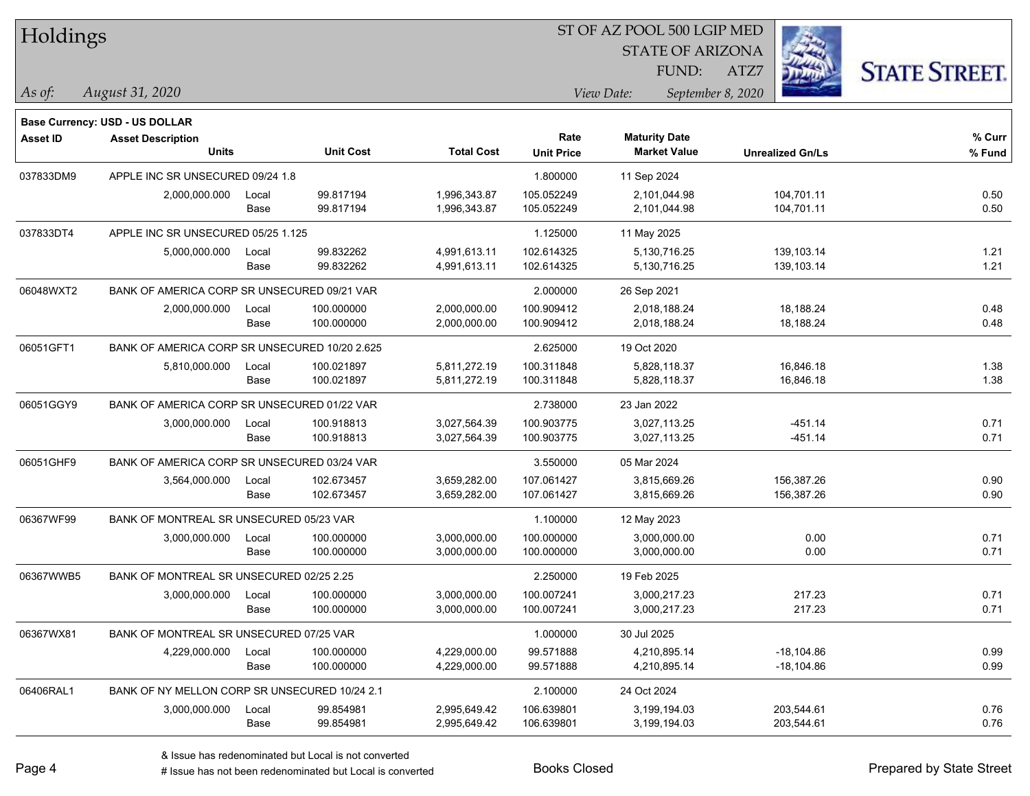# Holdings

ST OF AZ POOL 500 LGIP MED
STATE OF ARIZONA
FUND: ATZ7

*As of:* *August 31, 2020*

*View Date:* *September 8, 2020*

**Base Currency: USD - US DOLLAR**

| Asset ID | Asset Description / Units | | Unit Cost | Total Cost | Rate / Unit Price | Maturity Date / Market Value | Unrealized Gn/Ls | % Curr / % Fund |
|---|---|---|---|---|---|---|---|---|
| 037833DM9 | APPLE INC SR UNSECURED 09/24 1.8 | | | | 1.800000 | 11 Sep 2024 | | |
| | 2,000,000.000 | Local | 99.817194 | 1,996,343.87 | 105.052249 | 2,101,044.98 | 104,701.11 | 0.50 |
| | | Base | 99.817194 | 1,996,343.87 | 105.052249 | 2,101,044.98 | 104,701.11 | 0.50 |
| 037833DT4 | APPLE INC SR UNSECURED 05/25 1.125 | | | | 1.125000 | 11 May 2025 | | |
| | 5,000,000.000 | Local | 99.832262 | 4,991,613.11 | 102.614325 | 5,130,716.25 | 139,103.14 | 1.21 |
| | | Base | 99.832262 | 4,991,613.11 | 102.614325 | 5,130,716.25 | 139,103.14 | 1.21 |
| 06048WXT2 | BANK OF AMERICA CORP SR UNSECURED 09/21 VAR | | | | 2.000000 | 26 Sep 2021 | | |
| | 2,000,000.000 | Local | 100.000000 | 2,000,000.00 | 100.909412 | 2,018,188.24 | 18,188.24 | 0.48 |
| | | Base | 100.000000 | 2,000,000.00 | 100.909412 | 2,018,188.24 | 18,188.24 | 0.48 |
| 06051GFT1 | BANK OF AMERICA CORP SR UNSECURED 10/20 2.625 | | | | 2.625000 | 19 Oct 2020 | | |
| | 5,810,000.000 | Local | 100.021897 | 5,811,272.19 | 100.311848 | 5,828,118.37 | 16,846.18 | 1.38 |
| | | Base | 100.021897 | 5,811,272.19 | 100.311848 | 5,828,118.37 | 16,846.18 | 1.38 |
| 06051GGY9 | BANK OF AMERICA CORP SR UNSECURED 01/22 VAR | | | | 2.738000 | 23 Jan 2022 | | |
| | 3,000,000.000 | Local | 100.918813 | 3,027,564.39 | 100.903775 | 3,027,113.25 | -451.14 | 0.71 |
| | | Base | 100.918813 | 3,027,564.39 | 100.903775 | 3,027,113.25 | -451.14 | 0.71 |
| 06051GHF9 | BANK OF AMERICA CORP SR UNSECURED 03/24 VAR | | | | 3.550000 | 05 Mar 2024 | | |
| | 3,564,000.000 | Local | 102.673457 | 3,659,282.00 | 107.061427 | 3,815,669.26 | 156,387.26 | 0.90 |
| | | Base | 102.673457 | 3,659,282.00 | 107.061427 | 3,815,669.26 | 156,387.26 | 0.90 |
| 06367WF99 | BANK OF MONTREAL SR UNSECURED 05/23 VAR | | | | 1.100000 | 12 May 2023 | | |
| | 3,000,000.000 | Local | 100.000000 | 3,000,000.00 | 100.000000 | 3,000,000.00 | 0.00 | 0.71 |
| | | Base | 100.000000 | 3,000,000.00 | 100.000000 | 3,000,000.00 | 0.00 | 0.71 |
| 06367WWB5 | BANK OF MONTREAL SR UNSECURED 02/25 2.25 | | | | 2.250000 | 19 Feb 2025 | | |
| | 3,000,000.000 | Local | 100.000000 | 3,000,000.00 | 100.007241 | 3,000,217.23 | 217.23 | 0.71 |
| | | Base | 100.000000 | 3,000,000.00 | 100.007241 | 3,000,217.23 | 217.23 | 0.71 |
| 06367WX81 | BANK OF MONTREAL SR UNSECURED 07/25 VAR | | | | 1.000000 | 30 Jul 2025 | | |
| | 4,229,000.000 | Local | 100.000000 | 4,229,000.00 | 99.571888 | 4,210,895.14 | -18,104.86 | 0.99 |
| | | Base | 100.000000 | 4,229,000.00 | 99.571888 | 4,210,895.14 | -18,104.86 | 0.99 |
| 06406RAL1 | BANK OF NY MELLON CORP SR UNSECURED 10/24 2.1 | | | | 2.100000 | 24 Oct 2024 | | |
| | 3,000,000.000 | Local | 99.854981 | 2,995,649.42 | 106.639801 | 3,199,194.03 | 203,544.61 | 0.76 |
| | | Base | 99.854981 | 2,995,649.42 | 106.639801 | 3,199,194.03 | 203,544.61 | 0.76 |

& Issue has redenominated but Local is not converted
# Issue has not been redenominated but Local is converted

Books Closed

Prepared by State Street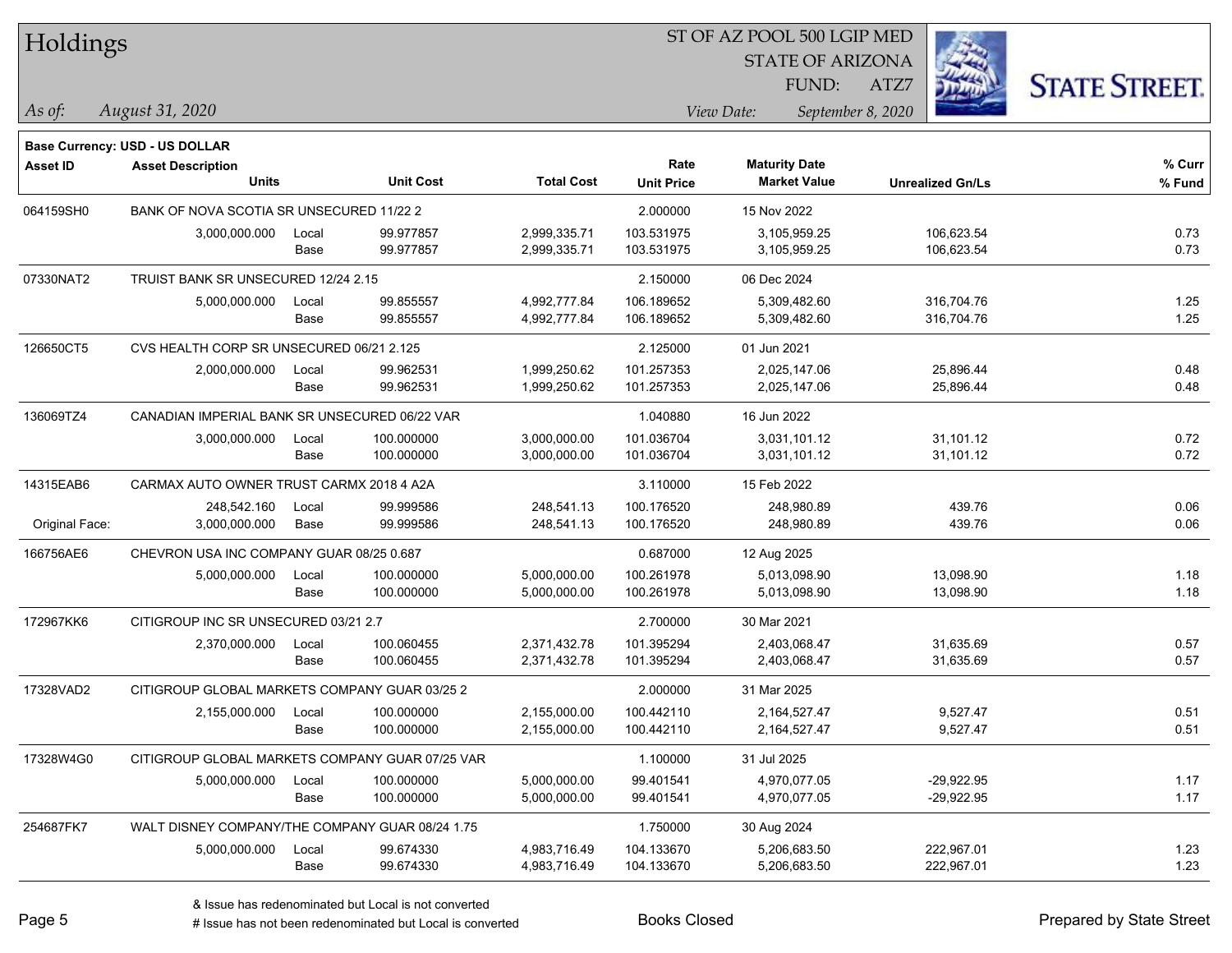# Holdings

ST OF AZ POOL 500 LGIP MED
STATE OF ARIZONA
FUND: ATZ7

*As of:* *August 31, 2020*

*View Date:* *September 8, 2020*

**Base Currency: USD - US DOLLAR**

| Asset ID | Asset Description / Units | | Unit Cost | Total Cost | Rate / Unit Price | Maturity Date / Market Value | Unrealized Gn/Ls | % Curr / % Fund |
|---|---|---|---|---|---|---|---|---|
| 064159SH0 | BANK OF NOVA SCOTIA SR UNSECURED 11/22 2 | | | | 2.000000 | 15 Nov 2022 | | |
| | 3,000,000.000 | Local | 99.977857 | 2,999,335.71 | 103.531975 | 3,105,959.25 | 106,623.54 | 0.73 |
| | | Base | 99.977857 | 2,999,335.71 | 103.531975 | 3,105,959.25 | 106,623.54 | 0.73 |
| 07330NAT2 | TRUIST BANK SR UNSECURED 12/24 2.15 | | | | 2.150000 | 06 Dec 2024 | | |
| | 5,000,000.000 | Local | 99.855557 | 4,992,777.84 | 106.189652 | 5,309,482.60 | 316,704.76 | 1.25 |
| | | Base | 99.855557 | 4,992,777.84 | 106.189652 | 5,309,482.60 | 316,704.76 | 1.25 |
| 126650CT5 | CVS HEALTH CORP SR UNSECURED 06/21 2.125 | | | | 2.125000 | 01 Jun 2021 | | |
| | 2,000,000.000 | Local | 99.962531 | 1,999,250.62 | 101.257353 | 2,025,147.06 | 25,896.44 | 0.48 |
| | | Base | 99.962531 | 1,999,250.62 | 101.257353 | 2,025,147.06 | 25,896.44 | 0.48 |
| 136069TZ4 | CANADIAN IMPERIAL BANK SR UNSECURED 06/22 VAR | | | | 1.040880 | 16 Jun 2022 | | |
| | 3,000,000.000 | Local | 100.000000 | 3,000,000.00 | 101.036704 | 3,031,101.12 | 31,101.12 | 0.72 |
| | | Base | 100.000000 | 3,000,000.00 | 101.036704 | 3,031,101.12 | 31,101.12 | 0.72 |
| 14315EAB6 | CARMAX AUTO OWNER TRUST CARMX 2018 4 A2A | | | | 3.110000 | 15 Feb 2022 | | |
| | 248,542.160 | Local | 99.999586 | 248,541.13 | 100.176520 | 248,980.89 | 439.76 | 0.06 |
| Original Face: | 3,000,000.000 | Base | 99.999586 | 248,541.13 | 100.176520 | 248,980.89 | 439.76 | 0.06 |
| 166756AE6 | CHEVRON USA INC COMPANY GUAR 08/25 0.687 | | | | 0.687000 | 12 Aug 2025 | | |
| | 5,000,000.000 | Local | 100.000000 | 5,000,000.00 | 100.261978 | 5,013,098.90 | 13,098.90 | 1.18 |
| | | Base | 100.000000 | 5,000,000.00 | 100.261978 | 5,013,098.90 | 13,098.90 | 1.18 |
| 172967KK6 | CITIGROUP INC SR UNSECURED 03/21 2.7 | | | | 2.700000 | 30 Mar 2021 | | |
| | 2,370,000.000 | Local | 100.060455 | 2,371,432.78 | 101.395294 | 2,403,068.47 | 31,635.69 | 0.57 |
| | | Base | 100.060455 | 2,371,432.78 | 101.395294 | 2,403,068.47 | 31,635.69 | 0.57 |
| 17328VAD2 | CITIGROUP GLOBAL MARKETS COMPANY GUAR 03/25 2 | | | | 2.000000 | 31 Mar 2025 | | |
| | 2,155,000.000 | Local | 100.000000 | 2,155,000.00 | 100.442110 | 2,164,527.47 | 9,527.47 | 0.51 |
| | | Base | 100.000000 | 2,155,000.00 | 100.442110 | 2,164,527.47 | 9,527.47 | 0.51 |
| 17328W4G0 | CITIGROUP GLOBAL MARKETS COMPANY GUAR 07/25 VAR | | | | 1.100000 | 31 Jul 2025 | | |
| | 5,000,000.000 | Local | 100.000000 | 5,000,000.00 | 99.401541 | 4,970,077.05 | -29,922.95 | 1.17 |
| | | Base | 100.000000 | 5,000,000.00 | 99.401541 | 4,970,077.05 | -29,922.95 | 1.17 |
| 254687FK7 | WALT DISNEY COMPANY/THE COMPANY GUAR 08/24 1.75 | | | | 1.750000 | 30 Aug 2024 | | |
| | 5,000,000.000 | Local | 99.674330 | 4,983,716.49 | 104.133670 | 5,206,683.50 | 222,967.01 | 1.23 |
| | | Base | 99.674330 | 4,983,716.49 | 104.133670 | 5,206,683.50 | 222,967.01 | 1.23 |

& Issue has redenominated but Local is not converted
# Issue has not been redenominated but Local is converted

Books Closed

Prepared by State Street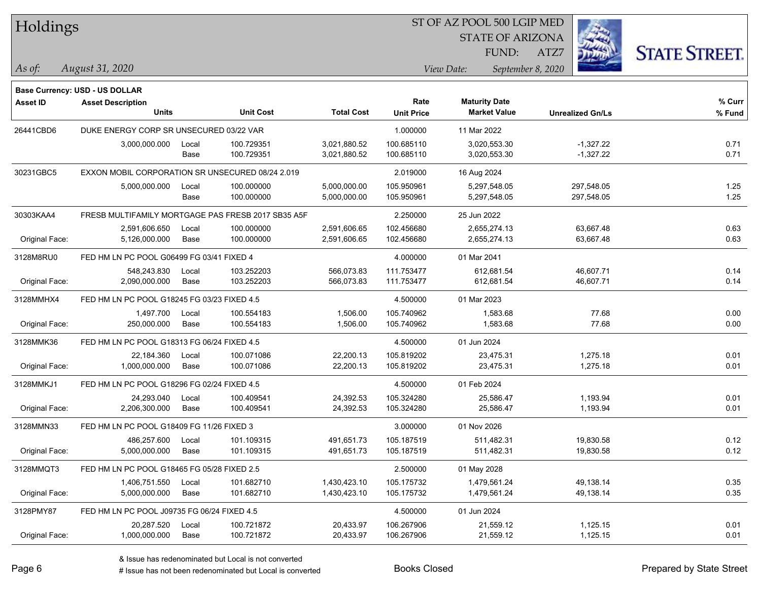# Holdings

ST OF AZ POOL 500 LGIP MED
STATE OF ARIZONA
FUND: ATZ7

*As of:* *August 31, 2020*

*View Date:* *September 8, 2020*

**Base Currency: USD - US DOLLAR**

| Asset ID | Asset Description / Units | | Unit Cost | Total Cost | Rate / Unit Price | Maturity Date / Market Value | Unrealized Gn/Ls | % Curr / % Fund |
|---|---|---|---|---|---|---|---|---|
| 26441CBD6 | DUKE ENERGY CORP SR UNSECURED 03/22 VAR | | | | 1.000000 | 11 Mar 2022 | | |
| | 3,000,000.000 | Local | 100.729351 | 3,021,880.52 | 100.685110 | 3,020,553.30 | -1,327.22 | 0.71 |
| | | Base | 100.729351 | 3,021,880.52 | 100.685110 | 3,020,553.30 | -1,327.22 | 0.71 |
| 30231GBC5 | EXXON MOBIL CORPORATION SR UNSECURED 08/24 2.019 | | | | 2.019000 | 16 Aug 2024 | | |
| | 5,000,000.000 | Local | 100.000000 | 5,000,000.00 | 105.950961 | 5,297,548.05 | 297,548.05 | 1.25 |
| | | Base | 100.000000 | 5,000,000.00 | 105.950961 | 5,297,548.05 | 297,548.05 | 1.25 |
| 30303KAA4 | FRESB MULTIFAMILY MORTGAGE PAS FRESB 2017 SB35 A5F | | | | 2.250000 | 25 Jun 2022 | | |
| | 2,591,606.650 | Local | 100.000000 | 2,591,606.65 | 102.456680 | 2,655,274.13 | 63,667.48 | 0.63 |
| Original Face: | 5,126,000.000 | Base | 100.000000 | 2,591,606.65 | 102.456680 | 2,655,274.13 | 63,667.48 | 0.63 |
| 3128M8RU0 | FED HM LN PC POOL G06499 FG 03/41 FIXED 4 | | | | 4.000000 | 01 Mar 2041 | | |
| | 548,243.830 | Local | 103.252203 | 566,073.83 | 111.753477 | 612,681.54 | 46,607.71 | 0.14 |
| Original Face: | 2,090,000.000 | Base | 103.252203 | 566,073.83 | 111.753477 | 612,681.54 | 46,607.71 | 0.14 |
| 3128MMHX4 | FED HM LN PC POOL G18245 FG 03/23 FIXED 4.5 | | | | 4.500000 | 01 Mar 2023 | | |
| | 1,497.700 | Local | 100.554183 | 1,506.00 | 105.740962 | 1,583.68 | 77.68 | 0.00 |
| Original Face: | 250,000.000 | Base | 100.554183 | 1,506.00 | 105.740962 | 1,583.68 | 77.68 | 0.00 |
| 3128MMK36 | FED HM LN PC POOL G18313 FG 06/24 FIXED 4.5 | | | | 4.500000 | 01 Jun 2024 | | |
| | 22,184.360 | Local | 100.071086 | 22,200.13 | 105.819202 | 23,475.31 | 1,275.18 | 0.01 |
| Original Face: | 1,000,000.000 | Base | 100.071086 | 22,200.13 | 105.819202 | 23,475.31 | 1,275.18 | 0.01 |
| 3128MMKJ1 | FED HM LN PC POOL G18296 FG 02/24 FIXED 4.5 | | | | 4.500000 | 01 Feb 2024 | | |
| | 24,293.040 | Local | 100.409541 | 24,392.53 | 105.324280 | 25,586.47 | 1,193.94 | 0.01 |
| Original Face: | 2,206,300.000 | Base | 100.409541 | 24,392.53 | 105.324280 | 25,586.47 | 1,193.94 | 0.01 |
| 3128MMN33 | FED HM LN PC POOL G18409 FG 11/26 FIXED 3 | | | | 3.000000 | 01 Nov 2026 | | |
| | 486,257.600 | Local | 101.109315 | 491,651.73 | 105.187519 | 511,482.31 | 19,830.58 | 0.12 |
| Original Face: | 5,000,000.000 | Base | 101.109315 | 491,651.73 | 105.187519 | 511,482.31 | 19,830.58 | 0.12 |
| 3128MMQT3 | FED HM LN PC POOL G18465 FG 05/28 FIXED 2.5 | | | | 2.500000 | 01 May 2028 | | |
| | 1,406,751.550 | Local | 101.682710 | 1,430,423.10 | 105.175732 | 1,479,561.24 | 49,138.14 | 0.35 |
| Original Face: | 5,000,000.000 | Base | 101.682710 | 1,430,423.10 | 105.175732 | 1,479,561.24 | 49,138.14 | 0.35 |
| 3128PMY87 | FED HM LN PC POOL J09735 FG 06/24 FIXED 4.5 | | | | 4.500000 | 01 Jun 2024 | | |
| | 20,287.520 | Local | 100.721872 | 20,433.97 | 106.267906 | 21,559.12 | 1,125.15 | 0.01 |
| Original Face: | 1,000,000.000 | Base | 100.721872 | 20,433.97 | 106.267906 | 21,559.12 | 1,125.15 | 0.01 |

& Issue has redenominated but Local is not converted
# Issue has not been redenominated but Local is converted

Books Closed

Prepared by State Street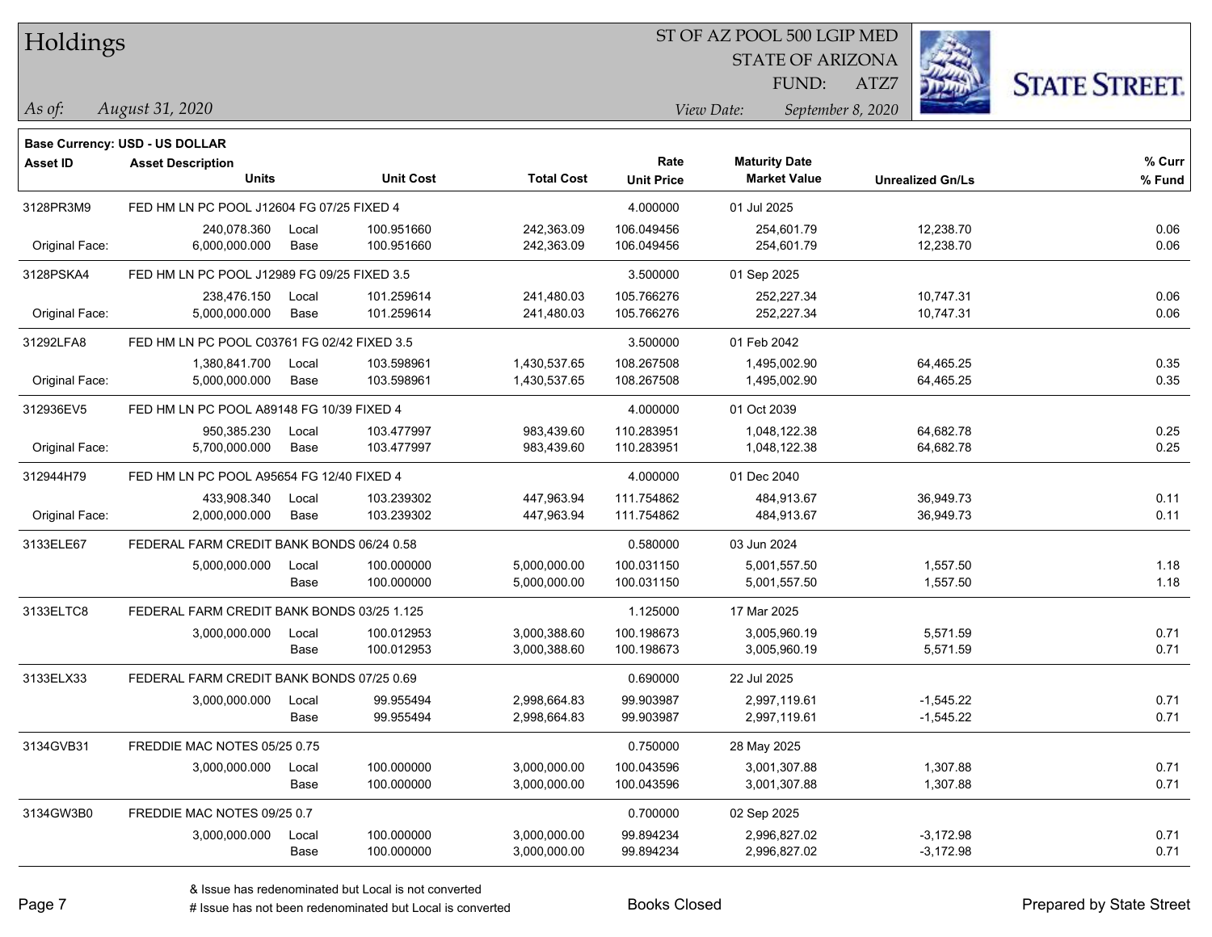# Holdings

ST OF AZ POOL 500 LGIP MED
STATE OF ARIZONA
FUND: ATZ7

*As of:* *August 31, 2020*

*View Date:* *September 8, 2020*

**Base Currency: USD - US DOLLAR**

| Asset ID | Asset Description / Units | | Unit Cost | Total Cost | Rate / Unit Price | Maturity Date / Market Value | Unrealized Gn/Ls | % Curr / % Fund |
|---|---|---|---|---|---|---|---|---|
| 3128PR3M9 | FED HM LN PC POOL J12604 FG 07/25 FIXED 4 | | | | 4.000000 | 01 Jul 2025 | | |
| | 240,078.360 | Local | 100.951660 | 242,363.09 | 106.049456 | 254,601.79 | 12,238.70 | 0.06 |
| Original Face: | 6,000,000.000 | Base | 100.951660 | 242,363.09 | 106.049456 | 254,601.79 | 12,238.70 | 0.06 |
| 3128PSKA4 | FED HM LN PC POOL J12989 FG 09/25 FIXED 3.5 | | | | 3.500000 | 01 Sep 2025 | | |
| | 238,476.150 | Local | 101.259614 | 241,480.03 | 105.766276 | 252,227.34 | 10,747.31 | 0.06 |
| Original Face: | 5,000,000.000 | Base | 101.259614 | 241,480.03 | 105.766276 | 252,227.34 | 10,747.31 | 0.06 |
| 31292LFA8 | FED HM LN PC POOL C03761 FG 02/42 FIXED 3.5 | | | | 3.500000 | 01 Feb 2042 | | |
| | 1,380,841.700 | Local | 103.598961 | 1,430,537.65 | 108.267508 | 1,495,002.90 | 64,465.25 | 0.35 |
| Original Face: | 5,000,000.000 | Base | 103.598961 | 1,430,537.65 | 108.267508 | 1,495,002.90 | 64,465.25 | 0.35 |
| 312936EV5 | FED HM LN PC POOL A89148 FG 10/39 FIXED 4 | | | | 4.000000 | 01 Oct 2039 | | |
| | 950,385.230 | Local | 103.477997 | 983,439.60 | 110.283951 | 1,048,122.38 | 64,682.78 | 0.25 |
| Original Face: | 5,700,000.000 | Base | 103.477997 | 983,439.60 | 110.283951 | 1,048,122.38 | 64,682.78 | 0.25 |
| 312944H79 | FED HM LN PC POOL A95654 FG 12/40 FIXED 4 | | | | 4.000000 | 01 Dec 2040 | | |
| | 433,908.340 | Local | 103.239302 | 447,963.94 | 111.754862 | 484,913.67 | 36,949.73 | 0.11 |
| Original Face: | 2,000,000.000 | Base | 103.239302 | 447,963.94 | 111.754862 | 484,913.67 | 36,949.73 | 0.11 |
| 3133ELE67 | FEDERAL FARM CREDIT BANK BONDS 06/24 0.58 | | | | 0.580000 | 03 Jun 2024 | | |
| | 5,000,000.000 | Local | 100.000000 | 5,000,000.00 | 100.031150 | 5,001,557.50 | 1,557.50 | 1.18 |
| | | Base | 100.000000 | 5,000,000.00 | 100.031150 | 5,001,557.50 | 1,557.50 | 1.18 |
| 3133ELTC8 | FEDERAL FARM CREDIT BANK BONDS 03/25 1.125 | | | | 1.125000 | 17 Mar 2025 | | |
| | 3,000,000.000 | Local | 100.012953 | 3,000,388.60 | 100.198673 | 3,005,960.19 | 5,571.59 | 0.71 |
| | | Base | 100.012953 | 3,000,388.60 | 100.198673 | 3,005,960.19 | 5,571.59 | 0.71 |
| 3133ELX33 | FEDERAL FARM CREDIT BANK BONDS 07/25 0.69 | | | | 0.690000 | 22 Jul 2025 | | |
| | 3,000,000.000 | Local | 99.955494 | 2,998,664.83 | 99.903987 | 2,997,119.61 | -1,545.22 | 0.71 |
| | | Base | 99.955494 | 2,998,664.83 | 99.903987 | 2,997,119.61 | -1,545.22 | 0.71 |
| 3134GVB31 | FREDDIE MAC NOTES 05/25 0.75 | | | | 0.750000 | 28 May 2025 | | |
| | 3,000,000.000 | Local | 100.000000 | 3,000,000.00 | 100.043596 | 3,001,307.88 | 1,307.88 | 0.71 |
| | | Base | 100.000000 | 3,000,000.00 | 100.043596 | 3,001,307.88 | 1,307.88 | 0.71 |
| 3134GW3B0 | FREDDIE MAC NOTES 09/25 0.7 | | | | 0.700000 | 02 Sep 2025 | | |
| | 3,000,000.000 | Local | 100.000000 | 3,000,000.00 | 99.894234 | 2,996,827.02 | -3,172.98 | 0.71 |
| | | Base | 100.000000 | 3,000,000.00 | 99.894234 | 2,996,827.02 | -3,172.98 | 0.71 |

& Issue has redenominated but Local is not converted

# Issue has not been redenominated but Local is converted

Books Closed

Prepared by State Street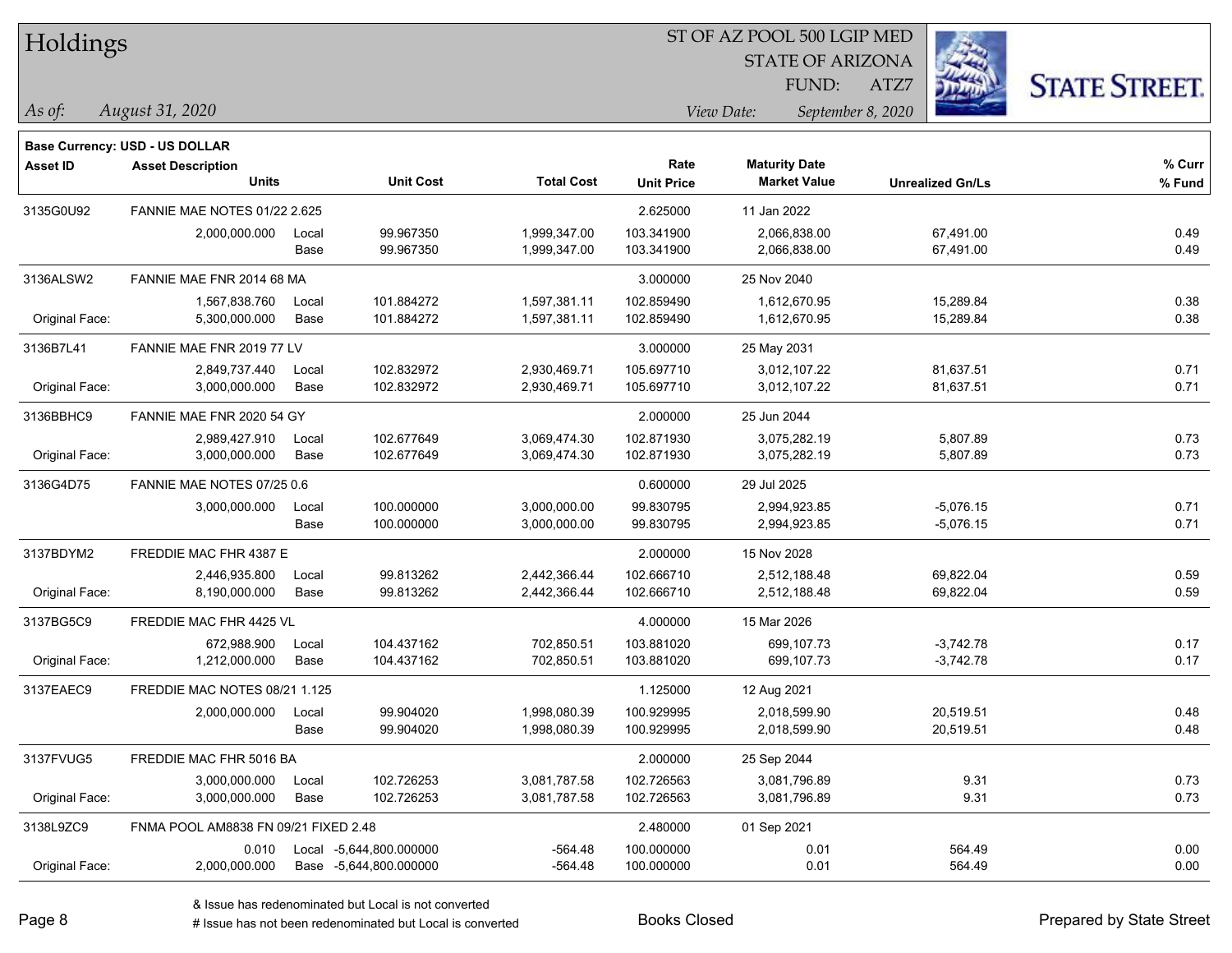# Holdings

ST OF AZ POOL 500 LGIP MED
STATE OF ARIZONA
FUND: ATZ7

*As of: August 31, 2020*

*View Date: September 8, 2020*

**Base Currency: USD - US DOLLAR**

| Asset ID | Asset Description / Units | | Unit Cost | Total Cost | Rate / Unit Price | Maturity Date / Market Value | Unrealized Gn/Ls | % Curr / % Fund |
|---|---|---|---|---|---|---|---|---|
| 3135G0U92 | FANNIE MAE NOTES 01/22 2.625 | | | | 2.625000 | 11 Jan 2022 | | |
| | 2,000,000.000 | Local | 99.967350 | 1,999,347.00 | 103.341900 | 2,066,838.00 | 67,491.00 | 0.49 |
| | | Base | 99.967350 | 1,999,347.00 | 103.341900 | 2,066,838.00 | 67,491.00 | 0.49 |
| 3136ALSW2 | FANNIE MAE FNR 2014 68 MA | | | | 3.000000 | 25 Nov 2040 | | |
| | 1,567,838.760 | Local | 101.884272 | 1,597,381.11 | 102.859490 | 1,612,670.95 | 15,289.84 | 0.38 |
| Original Face: | 5,300,000.000 | Base | 101.884272 | 1,597,381.11 | 102.859490 | 1,612,670.95 | 15,289.84 | 0.38 |
| 3136B7L41 | FANNIE MAE FNR 2019 77 LV | | | | 3.000000 | 25 May 2031 | | |
| | 2,849,737.440 | Local | 102.832972 | 2,930,469.71 | 105.697710 | 3,012,107.22 | 81,637.51 | 0.71 |
| Original Face: | 3,000,000.000 | Base | 102.832972 | 2,930,469.71 | 105.697710 | 3,012,107.22 | 81,637.51 | 0.71 |
| 3136BBHC9 | FANNIE MAE FNR 2020 54 GY | | | | 2.000000 | 25 Jun 2044 | | |
| | 2,989,427.910 | Local | 102.677649 | 3,069,474.30 | 102.871930 | 3,075,282.19 | 5,807.89 | 0.73 |
| Original Face: | 3,000,000.000 | Base | 102.677649 | 3,069,474.30 | 102.871930 | 3,075,282.19 | 5,807.89 | 0.73 |
| 3136G4D75 | FANNIE MAE NOTES 07/25 0.6 | | | | 0.600000 | 29 Jul 2025 | | |
| | 3,000,000.000 | Local | 100.000000 | 3,000,000.00 | 99.830795 | 2,994,923.85 | -5,076.15 | 0.71 |
| | | Base | 100.000000 | 3,000,000.00 | 99.830795 | 2,994,923.85 | -5,076.15 | 0.71 |
| 3137BDYM2 | FREDDIE MAC FHR 4387 E | | | | 2.000000 | 15 Nov 2028 | | |
| | 2,446,935.800 | Local | 99.813262 | 2,442,366.44 | 102.666710 | 2,512,188.48 | 69,822.04 | 0.59 |
| Original Face: | 8,190,000.000 | Base | 99.813262 | 2,442,366.44 | 102.666710 | 2,512,188.48 | 69,822.04 | 0.59 |
| 3137BG5C9 | FREDDIE MAC FHR 4425 VL | | | | 4.000000 | 15 Mar 2026 | | |
| | 672,988.900 | Local | 104.437162 | 702,850.51 | 103.881020 | 699,107.73 | -3,742.78 | 0.17 |
| Original Face: | 1,212,000.000 | Base | 104.437162 | 702,850.51 | 103.881020 | 699,107.73 | -3,742.78 | 0.17 |
| 3137EAEC9 | FREDDIE MAC NOTES 08/21 1.125 | | | | 1.125000 | 12 Aug 2021 | | |
| | 2,000,000.000 | Local | 99.904020 | 1,998,080.39 | 100.929995 | 2,018,599.90 | 20,519.51 | 0.48 |
| | | Base | 99.904020 | 1,998,080.39 | 100.929995 | 2,018,599.90 | 20,519.51 | 0.48 |
| 3137FVUG5 | FREDDIE MAC FHR 5016 BA | | | | 2.000000 | 25 Sep 2044 | | |
| | 3,000,000.000 | Local | 102.726253 | 3,081,787.58 | 102.726563 | 3,081,796.89 | 9.31 | 0.73 |
| Original Face: | 3,000,000.000 | Base | 102.726253 | 3,081,787.58 | 102.726563 | 3,081,796.89 | 9.31 | 0.73 |
| 3138L9ZC9 | FNMA POOL AM8838 FN 09/21 FIXED 2.48 | | | | 2.480000 | 01 Sep 2021 | | |
| | 0.010 | Local | -5,644,800.000000 | -564.48 | 100.000000 | 0.01 | 564.49 | 0.00 |
| Original Face: | 2,000,000.000 | Base | -5,644,800.000000 | -564.48 | 100.000000 | 0.01 | 564.49 | 0.00 |

& Issue has redenominated but Local is not converted

# Issue has not been redenominated but Local is converted

Books Closed

Prepared by State Street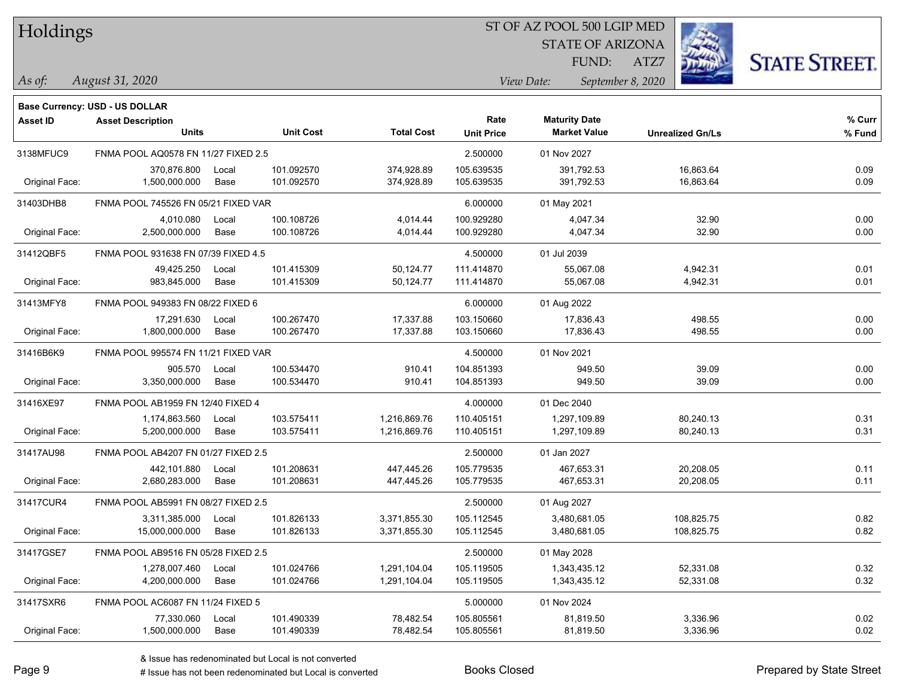# Holdings

ST OF AZ POOL 500 LGIP MED
STATE OF ARIZONA
FUND: ATZ7

*As of: August 31, 2020*
*View Date: September 8, 2020*

**Base Currency: USD - US DOLLAR**

| Asset ID | Asset Description / Units | | Unit Cost | Total Cost | Rate / Unit Price | Maturity Date / Market Value | Unrealized Gn/Ls | % Curr / % Fund |
|---|---|---|---|---|---|---|---|---|
| 3138MFUC9 | FNMA POOL AQ0578 FN 11/27 FIXED 2.5 | | | | 2.500000 | 01 Nov 2027 | | |
| | 370,876.800 | Local | 101.092570 | 374,928.89 | 105.639535 | 391,792.53 | 16,863.64 | 0.09 |
| Original Face: | 1,500,000.000 | Base | 101.092570 | 374,928.89 | 105.639535 | 391,792.53 | 16,863.64 | 0.09 |
| 31403DHB8 | FNMA POOL 745526 FN 05/21 FIXED VAR | | | | 6.000000 | 01 May 2021 | | |
| | 4,010.080 | Local | 100.108726 | 4,014.44 | 100.929280 | 4,047.34 | 32.90 | 0.00 |
| Original Face: | 2,500,000.000 | Base | 100.108726 | 4,014.44 | 100.929280 | 4,047.34 | 32.90 | 0.00 |
| 31412QBF5 | FNMA POOL 931638 FN 07/39 FIXED 4.5 | | | | 4.500000 | 01 Jul 2039 | | |
| | 49,425.250 | Local | 101.415309 | 50,124.77 | 111.414870 | 55,067.08 | 4,942.31 | 0.01 |
| Original Face: | 983,845.000 | Base | 101.415309 | 50,124.77 | 111.414870 | 55,067.08 | 4,942.31 | 0.01 |
| 31413MFY8 | FNMA POOL 949383 FN 08/22 FIXED 6 | | | | 6.000000 | 01 Aug 2022 | | |
| | 17,291.630 | Local | 100.267470 | 17,337.88 | 103.150660 | 17,836.43 | 498.55 | 0.00 |
| Original Face: | 1,800,000.000 | Base | 100.267470 | 17,337.88 | 103.150660 | 17,836.43 | 498.55 | 0.00 |
| 31416B6K9 | FNMA POOL 995574 FN 11/21 FIXED VAR | | | | 4.500000 | 01 Nov 2021 | | |
| | 905.570 | Local | 100.534470 | 910.41 | 104.851393 | 949.50 | 39.09 | 0.00 |
| Original Face: | 3,350,000.000 | Base | 100.534470 | 910.41 | 104.851393 | 949.50 | 39.09 | 0.00 |
| 31416XE97 | FNMA POOL AB1959 FN 12/40 FIXED 4 | | | | 4.000000 | 01 Dec 2040 | | |
| | 1,174,863.560 | Local | 103.575411 | 1,216,869.76 | 110.405151 | 1,297,109.89 | 80,240.13 | 0.31 |
| Original Face: | 5,200,000.000 | Base | 103.575411 | 1,216,869.76 | 110.405151 | 1,297,109.89 | 80,240.13 | 0.31 |
| 31417AU98 | FNMA POOL AB4207 FN 01/27 FIXED 2.5 | | | | 2.500000 | 01 Jan 2027 | | |
| | 442,101.880 | Local | 101.208631 | 447,445.26 | 105.779535 | 467,653.31 | 20,208.05 | 0.11 |
| Original Face: | 2,680,283.000 | Base | 101.208631 | 447,445.26 | 105.779535 | 467,653.31 | 20,208.05 | 0.11 |
| 31417CUR4 | FNMA POOL AB5991 FN 08/27 FIXED 2.5 | | | | 2.500000 | 01 Aug 2027 | | |
| | 3,311,385.000 | Local | 101.826133 | 3,371,855.30 | 105.112545 | 3,480,681.05 | 108,825.75 | 0.82 |
| Original Face: | 15,000,000.000 | Base | 101.826133 | 3,371,855.30 | 105.112545 | 3,480,681.05 | 108,825.75 | 0.82 |
| 31417GSE7 | FNMA POOL AB9516 FN 05/28 FIXED 2.5 | | | | 2.500000 | 01 May 2028 | | |
| | 1,278,007.460 | Local | 101.024766 | 1,291,104.04 | 105.119505 | 1,343,435.12 | 52,331.08 | 0.32 |
| Original Face: | 4,200,000.000 | Base | 101.024766 | 1,291,104.04 | 105.119505 | 1,343,435.12 | 52,331.08 | 0.32 |
| 31417SXR6 | FNMA POOL AC6087 FN 11/24 FIXED 5 | | | | 5.000000 | 01 Nov 2024 | | |
| | 77,330.060 | Local | 101.490339 | 78,482.54 | 105.805561 | 81,819.50 | 3,336.96 | 0.02 |
| Original Face: | 1,500,000.000 | Base | 101.490339 | 78,482.54 | 105.805561 | 81,819.50 | 3,336.96 | 0.02 |

& Issue has redenominated but Local is not converted
# Issue has not been redenominated but Local is converted

Books Closed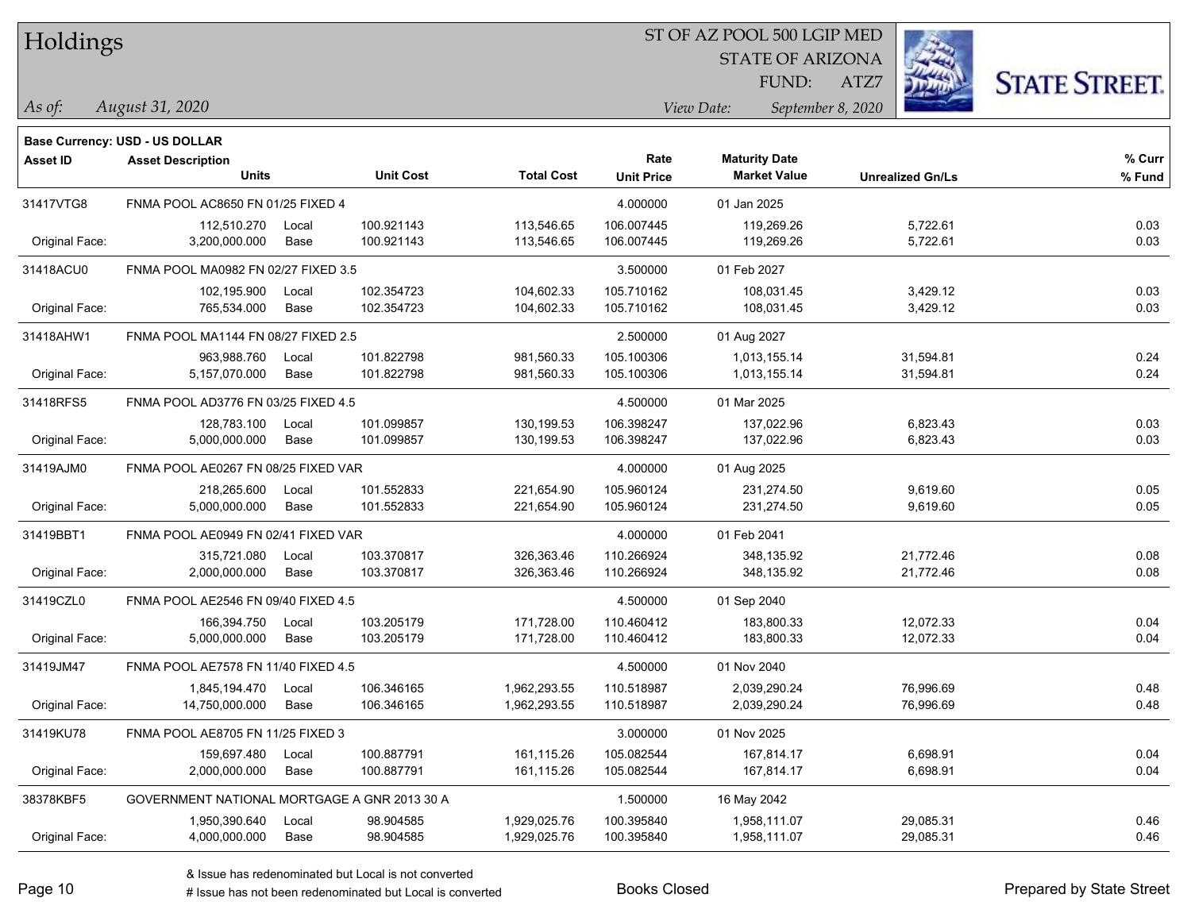# Holdings

ST OF AZ POOL 500 LGIP MED
STATE OF ARIZONA
FUND: ATZ7

*As of:* *August 31, 2020*

*View Date:* *September 8, 2020*

**Base Currency: USD - US DOLLAR**

| Asset ID | Asset Description / Units | | Unit Cost | Total Cost | Rate / Unit Price | Maturity Date / Market Value | Unrealized Gn/Ls | % Curr / % Fund |
|---|---|---|---|---|---|---|---|---|
| 31417VTG8 | FNMA POOL AC8650 FN 01/25 FIXED 4 | | | | 4.000000 | 01 Jan 2025 | | |
| | 112,510.270 | Local | 100.921143 | 113,546.65 | 106.007445 | 119,269.26 | 5,722.61 | 0.03 |
| Original Face: | 3,200,000.000 | Base | 100.921143 | 113,546.65 | 106.007445 | 119,269.26 | 5,722.61 | 0.03 |
| 31418ACU0 | FNMA POOL MA0982 FN 02/27 FIXED 3.5 | | | | 3.500000 | 01 Feb 2027 | | |
| | 102,195.900 | Local | 102.354723 | 104,602.33 | 105.710162 | 108,031.45 | 3,429.12 | 0.03 |
| Original Face: | 765,534.000 | Base | 102.354723 | 104,602.33 | 105.710162 | 108,031.45 | 3,429.12 | 0.03 |
| 31418AHW1 | FNMA POOL MA1144 FN 08/27 FIXED 2.5 | | | | 2.500000 | 01 Aug 2027 | | |
| | 963,988.760 | Local | 101.822798 | 981,560.33 | 105.100306 | 1,013,155.14 | 31,594.81 | 0.24 |
| Original Face: | 5,157,070.000 | Base | 101.822798 | 981,560.33 | 105.100306 | 1,013,155.14 | 31,594.81 | 0.24 |
| 31418RFS5 | FNMA POOL AD3776 FN 03/25 FIXED 4.5 | | | | 4.500000 | 01 Mar 2025 | | |
| | 128,783.100 | Local | 101.099857 | 130,199.53 | 106.398247 | 137,022.96 | 6,823.43 | 0.03 |
| Original Face: | 5,000,000.000 | Base | 101.099857 | 130,199.53 | 106.398247 | 137,022.96 | 6,823.43 | 0.03 |
| 31419AJM0 | FNMA POOL AE0267 FN 08/25 FIXED VAR | | | | 4.000000 | 01 Aug 2025 | | |
| | 218,265.600 | Local | 101.552833 | 221,654.90 | 105.960124 | 231,274.50 | 9,619.60 | 0.05 |
| Original Face: | 5,000,000.000 | Base | 101.552833 | 221,654.90 | 105.960124 | 231,274.50 | 9,619.60 | 0.05 |
| 31419BBT1 | FNMA POOL AE0949 FN 02/41 FIXED VAR | | | | 4.000000 | 01 Feb 2041 | | |
| | 315,721.080 | Local | 103.370817 | 326,363.46 | 110.266924 | 348,135.92 | 21,772.46 | 0.08 |
| Original Face: | 2,000,000.000 | Base | 103.370817 | 326,363.46 | 110.266924 | 348,135.92 | 21,772.46 | 0.08 |
| 31419CZL0 | FNMA POOL AE2546 FN 09/40 FIXED 4.5 | | | | 4.500000 | 01 Sep 2040 | | |
| | 166,394.750 | Local | 103.205179 | 171,728.00 | 110.460412 | 183,800.33 | 12,072.33 | 0.04 |
| Original Face: | 5,000,000.000 | Base | 103.205179 | 171,728.00 | 110.460412 | 183,800.33 | 12,072.33 | 0.04 |
| 31419JM47 | FNMA POOL AE7578 FN 11/40 FIXED 4.5 | | | | 4.500000 | 01 Nov 2040 | | |
| | 1,845,194.470 | Local | 106.346165 | 1,962,293.55 | 110.518987 | 2,039,290.24 | 76,996.69 | 0.48 |
| Original Face: | 14,750,000.000 | Base | 106.346165 | 1,962,293.55 | 110.518987 | 2,039,290.24 | 76,996.69 | 0.48 |
| 31419KU78 | FNMA POOL AE8705 FN 11/25 FIXED 3 | | | | 3.000000 | 01 Nov 2025 | | |
| | 159,697.480 | Local | 100.887791 | 161,115.26 | 105.082544 | 167,814.17 | 6,698.91 | 0.04 |
| Original Face: | 2,000,000.000 | Base | 100.887791 | 161,115.26 | 105.082544 | 167,814.17 | 6,698.91 | 0.04 |
| 38378KBF5 | GOVERNMENT NATIONAL MORTGAGE A GNR 2013 30 A | | | | 1.500000 | 16 May 2042 | | |
| | 1,950,390.640 | Local | 98.904585 | 1,929,025.76 | 100.395840 | 1,958,111.07 | 29,085.31 | 0.46 |
| Original Face: | 4,000,000.000 | Base | 98.904585 | 1,929,025.76 | 100.395840 | 1,958,111.07 | 29,085.31 | 0.46 |

& Issue has redenominated but Local is not converted
# Issue has not been redenominated but Local is converted

Books Closed

Prepared by State Street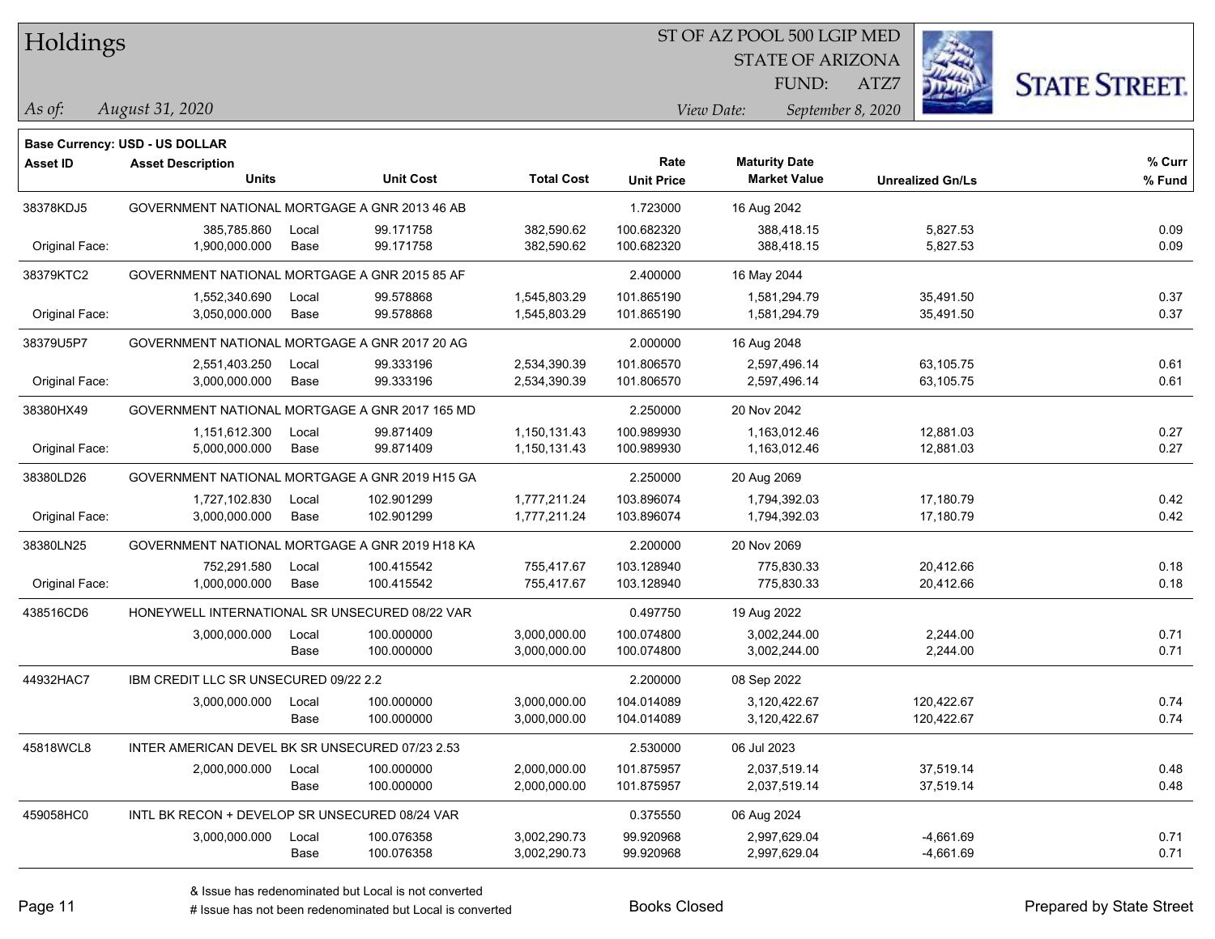# Holdings

ST OF AZ POOL 500 LGIP MED
STATE OF ARIZONA
FUND: ATZ7

*As of:* *August 31, 2020*

*View Date:* *September 8, 2020*

**Base Currency: USD - US DOLLAR**

| Asset ID | Asset Description / Units | | Unit Cost | Total Cost | Rate / Unit Price | Maturity Date / Market Value | Unrealized Gn/Ls | % Curr / % Fund |
|---|---|---|---|---|---|---|---|---|
| 38378KDJ5 | GOVERNMENT NATIONAL MORTGAGE A GNR 2013 46 AB | | | | 1.723000 | 16 Aug 2042 | | |
| | 385,785.860 | Local | 99.171758 | 382,590.62 | 100.682320 | 388,418.15 | 5,827.53 | 0.09 |
| Original Face: | 1,900,000.000 | Base | 99.171758 | 382,590.62 | 100.682320 | 388,418.15 | 5,827.53 | 0.09 |
| 38379KTC2 | GOVERNMENT NATIONAL MORTGAGE A GNR 2015 85 AF | | | | 2.400000 | 16 May 2044 | | |
| | 1,552,340.690 | Local | 99.578868 | 1,545,803.29 | 101.865190 | 1,581,294.79 | 35,491.50 | 0.37 |
| Original Face: | 3,050,000.000 | Base | 99.578868 | 1,545,803.29 | 101.865190 | 1,581,294.79 | 35,491.50 | 0.37 |
| 38379U5P7 | GOVERNMENT NATIONAL MORTGAGE A GNR 2017 20 AG | | | | 2.000000 | 16 Aug 2048 | | |
| | 2,551,403.250 | Local | 99.333196 | 2,534,390.39 | 101.806570 | 2,597,496.14 | 63,105.75 | 0.61 |
| Original Face: | 3,000,000.000 | Base | 99.333196 | 2,534,390.39 | 101.806570 | 2,597,496.14 | 63,105.75 | 0.61 |
| 38380HX49 | GOVERNMENT NATIONAL MORTGAGE A GNR 2017 165 MD | | | | 2.250000 | 20 Nov 2042 | | |
| | 1,151,612.300 | Local | 99.871409 | 1,150,131.43 | 100.989930 | 1,163,012.46 | 12,881.03 | 0.27 |
| Original Face: | 5,000,000.000 | Base | 99.871409 | 1,150,131.43 | 100.989930 | 1,163,012.46 | 12,881.03 | 0.27 |
| 38380LD26 | GOVERNMENT NATIONAL MORTGAGE A GNR 2019 H15 GA | | | | 2.250000 | 20 Aug 2069 | | |
| | 1,727,102.830 | Local | 102.901299 | 1,777,211.24 | 103.896074 | 1,794,392.03 | 17,180.79 | 0.42 |
| Original Face: | 3,000,000.000 | Base | 102.901299 | 1,777,211.24 | 103.896074 | 1,794,392.03 | 17,180.79 | 0.42 |
| 38380LN25 | GOVERNMENT NATIONAL MORTGAGE A GNR 2019 H18 KA | | | | 2.200000 | 20 Nov 2069 | | |
| | 752,291.580 | Local | 100.415542 | 755,417.67 | 103.128940 | 775,830.33 | 20,412.66 | 0.18 |
| Original Face: | 1,000,000.000 | Base | 100.415542 | 755,417.67 | 103.128940 | 775,830.33 | 20,412.66 | 0.18 |
| 438516CD6 | HONEYWELL INTERNATIONAL SR UNSECURED 08/22 VAR | | | | 0.497750 | 19 Aug 2022 | | |
| | 3,000,000.000 | Local | 100.000000 | 3,000,000.00 | 100.074800 | 3,002,244.00 | 2,244.00 | 0.71 |
| | | Base | 100.000000 | 3,000,000.00 | 100.074800 | 3,002,244.00 | 2,244.00 | 0.71 |
| 44932HAC7 | IBM CREDIT LLC SR UNSECURED 09/22 2.2 | | | | 2.200000 | 08 Sep 2022 | | |
| | 3,000,000.000 | Local | 100.000000 | 3,000,000.00 | 104.014089 | 3,120,422.67 | 120,422.67 | 0.74 |
| | | Base | 100.000000 | 3,000,000.00 | 104.014089 | 3,120,422.67 | 120,422.67 | 0.74 |
| 45818WCL8 | INTER AMERICAN DEVEL BK SR UNSECURED 07/23 2.53 | | | | 2.530000 | 06 Jul 2023 | | |
| | 2,000,000.000 | Local | 100.000000 | 2,000,000.00 | 101.875957 | 2,037,519.14 | 37,519.14 | 0.48 |
| | | Base | 100.000000 | 2,000,000.00 | 101.875957 | 2,037,519.14 | 37,519.14 | 0.48 |
| 459058HC0 | INTL BK RECON + DEVELOP SR UNSECURED 08/24 VAR | | | | 0.375550 | 06 Aug 2024 | | |
| | 3,000,000.000 | Local | 100.076358 | 3,002,290.73 | 99.920968 | 2,997,629.04 | -4,661.69 | 0.71 |
| | | Base | 100.076358 | 3,002,290.73 | 99.920968 | 2,997,629.04 | -4,661.69 | 0.71 |

& Issue has redenominated but Local is not converted
# Issue has not been redenominated but Local is converted

Books Closed

Prepared by State Street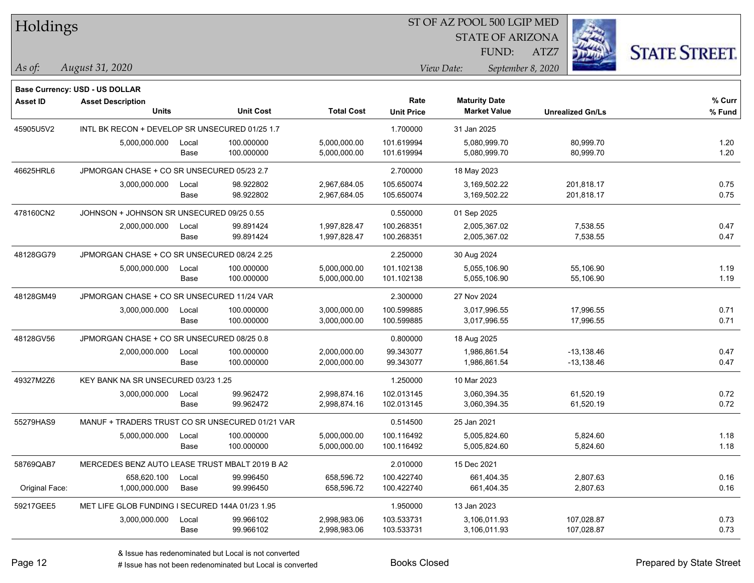# Holdings

ST OF AZ POOL 500 LGIP MED
STATE OF ARIZONA
FUND: ATZ7

*As of:* *August 31, 2020*

*View Date:* *September 8, 2020*

**Base Currency: USD - US DOLLAR**

| Asset ID | Asset Description / Units | | Unit Cost | Total Cost | Rate / Unit Price | Maturity Date / Market Value | Unrealized Gn/Ls | % Curr / % Fund |
|---|---|---|---|---|---|---|---|---|
| 45905U5V2 | INTL BK RECON + DEVELOP SR UNSECURED 01/25 1.7 | | | | 1.700000 | 31 Jan 2025 | | |
| | 5,000,000.000 | Local | 100.000000 | 5,000,000.00 | 101.619994 | 5,080,999.70 | 80,999.70 | 1.20 |
| | | Base | 100.000000 | 5,000,000.00 | 101.619994 | 5,080,999.70 | 80,999.70 | 1.20 |
| 46625HRL6 | JPMORGAN CHASE + CO SR UNSECURED 05/23 2.7 | | | | 2.700000 | 18 May 2023 | | |
| | 3,000,000.000 | Local | 98.922802 | 2,967,684.05 | 105.650074 | 3,169,502.22 | 201,818.17 | 0.75 |
| | | Base | 98.922802 | 2,967,684.05 | 105.650074 | 3,169,502.22 | 201,818.17 | 0.75 |
| 478160CN2 | JOHNSON + JOHNSON SR UNSECURED 09/25 0.55 | | | | 0.550000 | 01 Sep 2025 | | |
| | 2,000,000.000 | Local | 99.891424 | 1,997,828.47 | 100.268351 | 2,005,367.02 | 7,538.55 | 0.47 |
| | | Base | 99.891424 | 1,997,828.47 | 100.268351 | 2,005,367.02 | 7,538.55 | 0.47 |
| 48128GG79 | JPMORGAN CHASE + CO SR UNSECURED 08/24 2.25 | | | | 2.250000 | 30 Aug 2024 | | |
| | 5,000,000.000 | Local | 100.000000 | 5,000,000.00 | 101.102138 | 5,055,106.90 | 55,106.90 | 1.19 |
| | | Base | 100.000000 | 5,000,000.00 | 101.102138 | 5,055,106.90 | 55,106.90 | 1.19 |
| 48128GM49 | JPMORGAN CHASE + CO SR UNSECURED 11/24 VAR | | | | 2.300000 | 27 Nov 2024 | | |
| | 3,000,000.000 | Local | 100.000000 | 3,000,000.00 | 100.599885 | 3,017,996.55 | 17,996.55 | 0.71 |
| | | Base | 100.000000 | 3,000,000.00 | 100.599885 | 3,017,996.55 | 17,996.55 | 0.71 |
| 48128GV56 | JPMORGAN CHASE + CO SR UNSECURED 08/25 0.8 | | | | 0.800000 | 18 Aug 2025 | | |
| | 2,000,000.000 | Local | 100.000000 | 2,000,000.00 | 99.343077 | 1,986,861.54 | -13,138.46 | 0.47 |
| | | Base | 100.000000 | 2,000,000.00 | 99.343077 | 1,986,861.54 | -13,138.46 | 0.47 |
| 49327M2Z6 | KEY BANK NA SR UNSECURED 03/23 1.25 | | | | 1.250000 | 10 Mar 2023 | | |
| | 3,000,000.000 | Local | 99.962472 | 2,998,874.16 | 102.013145 | 3,060,394.35 | 61,520.19 | 0.72 |
| | | Base | 99.962472 | 2,998,874.16 | 102.013145 | 3,060,394.35 | 61,520.19 | 0.72 |
| 55279HAS9 | MANUF + TRADERS TRUST CO SR UNSECURED 01/21 VAR | | | | 0.514500 | 25 Jan 2021 | | |
| | 5,000,000.000 | Local | 100.000000 | 5,000,000.00 | 100.116492 | 5,005,824.60 | 5,824.60 | 1.18 |
| | | Base | 100.000000 | 5,000,000.00 | 100.116492 | 5,005,824.60 | 5,824.60 | 1.18 |
| 58769QAB7 | MERCEDES BENZ AUTO LEASE TRUST MBALT 2019 B A2 | | | | 2.010000 | 15 Dec 2021 | | |
| | 658,620.100 | Local | 99.996450 | 658,596.72 | 100.422740 | 661,404.35 | 2,807.63 | 0.16 |
| Original Face: | 1,000,000.000 | Base | 99.996450 | 658,596.72 | 100.422740 | 661,404.35 | 2,807.63 | 0.16 |
| 59217GEE5 | MET LIFE GLOB FUNDING I SECURED 144A 01/23 1.95 | | | | 1.950000 | 13 Jan 2023 | | |
| | 3,000,000.000 | Local | 99.966102 | 2,998,983.06 | 103.533731 | 3,106,011.93 | 107,028.87 | 0.73 |
| | | Base | 99.966102 | 2,998,983.06 | 103.533731 | 3,106,011.93 | 107,028.87 | 0.73 |

& Issue has redenominated but Local is not converted

# Issue has not been redenominated but Local is converted

Books Closed

Prepared by State Street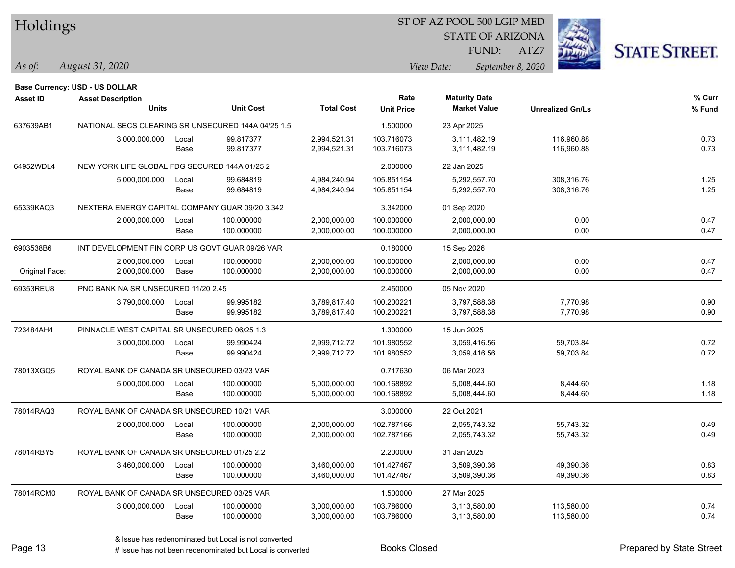# Holdings

ST OF AZ POOL 500 LGIP MED
STATE OF ARIZONA
FUND: ATZ7

*As of:* *August 31, 2020*

*View Date:* *September 8, 2020*

**Base Currency: USD - US DOLLAR**

| Asset ID | Asset Description / Units | | Unit Cost | Total Cost | Rate / Unit Price | Maturity Date / Market Value | Unrealized Gn/Ls | % Curr / % Fund |
|---|---|---|---|---|---|---|---|---|
| 637639AB1 | NATIONAL SECS CLEARING SR UNSECURED 144A 04/25 1.5 | | | | 1.500000 | 23 Apr 2025 | | |
| | 3,000,000.000 | Local | 99.817377 | 2,994,521.31 | 103.716073 | 3,111,482.19 | 116,960.88 | 0.73 |
| | | Base | 99.817377 | 2,994,521.31 | 103.716073 | 3,111,482.19 | 116,960.88 | 0.73 |
| 64952WDL4 | NEW YORK LIFE GLOBAL FDG SECURED 144A 01/25 2 | | | | 2.000000 | 22 Jan 2025 | | |
| | 5,000,000.000 | Local | 99.684819 | 4,984,240.94 | 105.851154 | 5,292,557.70 | 308,316.76 | 1.25 |
| | | Base | 99.684819 | 4,984,240.94 | 105.851154 | 5,292,557.70 | 308,316.76 | 1.25 |
| 65339KAQ3 | NEXTERA ENERGY CAPITAL COMPANY GUAR 09/20 3.342 | | | | 3.342000 | 01 Sep 2020 | | |
| | 2,000,000.000 | Local | 100.000000 | 2,000,000.00 | 100.000000 | 2,000,000.00 | 0.00 | 0.47 |
| | | Base | 100.000000 | 2,000,000.00 | 100.000000 | 2,000,000.00 | 0.00 | 0.47 |
| 6903538B6 | INT DEVELOPMENT FIN CORP US GOVT GUAR 09/26 VAR | | | | 0.180000 | 15 Sep 2026 | | |
| | 2,000,000.000 | Local | 100.000000 | 2,000,000.00 | 100.000000 | 2,000,000.00 | 0.00 | 0.47 |
| Original Face: | 2,000,000.000 | Base | 100.000000 | 2,000,000.00 | 100.000000 | 2,000,000.00 | 0.00 | 0.47 |
| 69353REU8 | PNC BANK NA SR UNSECURED 11/20 2.45 | | | | 2.450000 | 05 Nov 2020 | | |
| | 3,790,000.000 | Local | 99.995182 | 3,789,817.40 | 100.200221 | 3,797,588.38 | 7,770.98 | 0.90 |
| | | Base | 99.995182 | 3,789,817.40 | 100.200221 | 3,797,588.38 | 7,770.98 | 0.90 |
| 723484AH4 | PINNACLE WEST CAPITAL SR UNSECURED 06/25 1.3 | | | | 1.300000 | 15 Jun 2025 | | |
| | 3,000,000.000 | Local | 99.990424 | 2,999,712.72 | 101.980552 | 3,059,416.56 | 59,703.84 | 0.72 |
| | | Base | 99.990424 | 2,999,712.72 | 101.980552 | 3,059,416.56 | 59,703.84 | 0.72 |
| 78013XGQ5 | ROYAL BANK OF CANADA SR UNSECURED 03/23 VAR | | | | 0.717630 | 06 Mar 2023 | | |
| | 5,000,000.000 | Local | 100.000000 | 5,000,000.00 | 100.168892 | 5,008,444.60 | 8,444.60 | 1.18 |
| | | Base | 100.000000 | 5,000,000.00 | 100.168892 | 5,008,444.60 | 8,444.60 | 1.18 |
| 78014RAQ3 | ROYAL BANK OF CANADA SR UNSECURED 10/21 VAR | | | | 3.000000 | 22 Oct 2021 | | |
| | 2,000,000.000 | Local | 100.000000 | 2,000,000.00 | 102.787166 | 2,055,743.32 | 55,743.32 | 0.49 |
| | | Base | 100.000000 | 2,000,000.00 | 102.787166 | 2,055,743.32 | 55,743.32 | 0.49 |
| 78014RBY5 | ROYAL BANK OF CANADA SR UNSECURED 01/25 2.2 | | | | 2.200000 | 31 Jan 2025 | | |
| | 3,460,000.000 | Local | 100.000000 | 3,460,000.00 | 101.427467 | 3,509,390.36 | 49,390.36 | 0.83 |
| | | Base | 100.000000 | 3,460,000.00 | 101.427467 | 3,509,390.36 | 49,390.36 | 0.83 |
| 78014RCM0 | ROYAL BANK OF CANADA SR UNSECURED 03/25 VAR | | | | 1.500000 | 27 Mar 2025 | | |
| | 3,000,000.000 | Local | 100.000000 | 3,000,000.00 | 103.786000 | 3,113,580.00 | 113,580.00 | 0.74 |
| | | Base | 100.000000 | 3,000,000.00 | 103.786000 | 3,113,580.00 | 113,580.00 | 0.74 |

& Issue has redenominated but Local is not converted
# Issue has not been redenominated but Local is converted

Books Closed

Prepared by State Street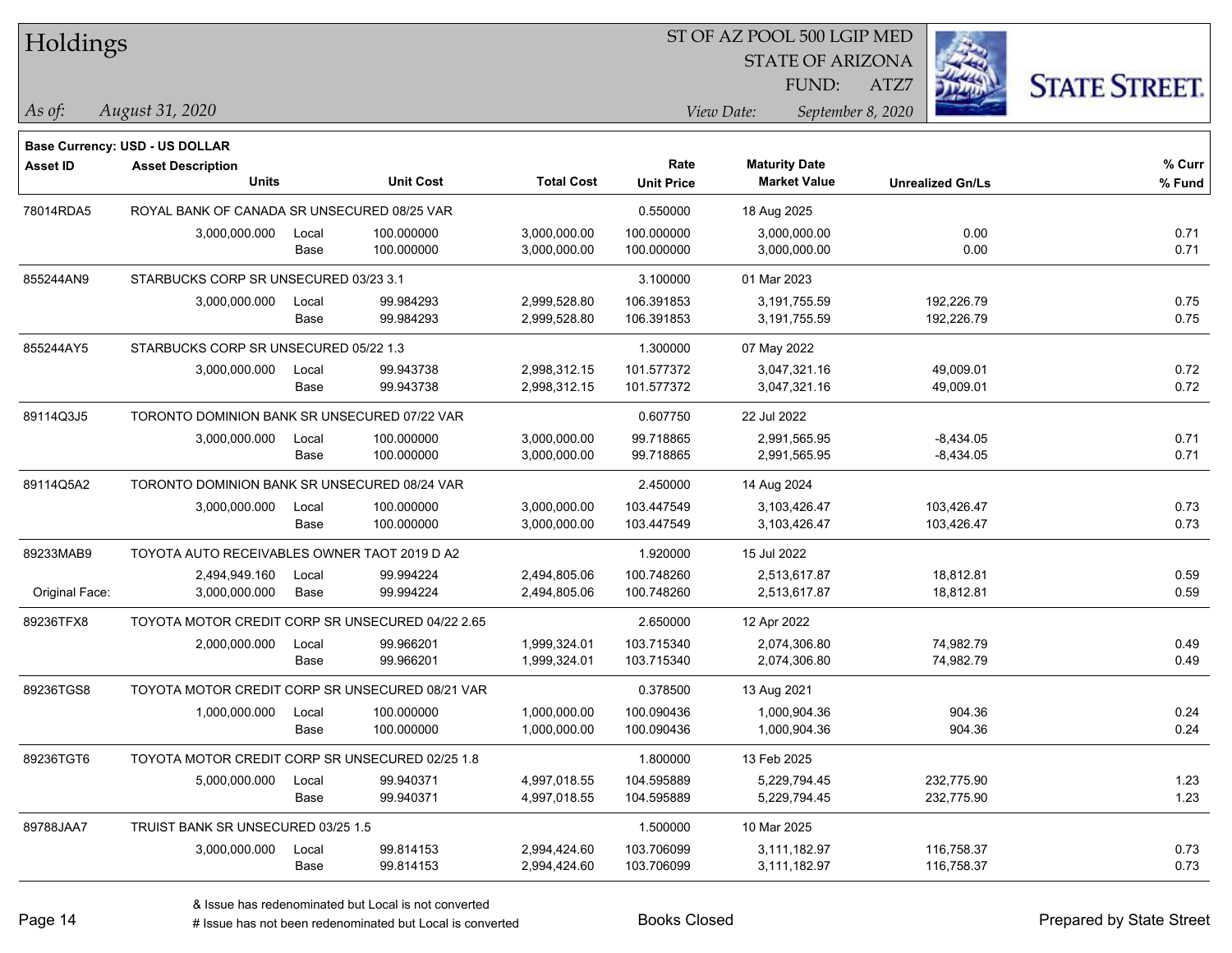# Holdings

ST OF AZ POOL 500 LGIP MED
STATE OF ARIZONA
FUND: ATZ7

*As of:* *August 31, 2020*

*View Date:* *September 8, 2020*

**Base Currency: USD - US DOLLAR**

| Asset ID | Asset Description / Units | | Unit Cost | Total Cost | Rate / Unit Price | Maturity Date / Market Value | Unrealized Gn/Ls | % Curr / % Fund |
|---|---|---|---|---|---|---|---|---|
| 78014RDA5 | ROYAL BANK OF CANADA SR UNSECURED 08/25 VAR | | | | 0.550000 | 18 Aug 2025 | | |
| | 3,000,000.000 | Local | 100.000000 | 3,000,000.00 | 100.000000 | 3,000,000.00 | 0.00 | 0.71 |
| | | Base | 100.000000 | 3,000,000.00 | 100.000000 | 3,000,000.00 | 0.00 | 0.71 |
| 855244AN9 | STARBUCKS CORP SR UNSECURED 03/23 3.1 | | | | 3.100000 | 01 Mar 2023 | | |
| | 3,000,000.000 | Local | 99.984293 | 2,999,528.80 | 106.391853 | 3,191,755.59 | 192,226.79 | 0.75 |
| | | Base | 99.984293 | 2,999,528.80 | 106.391853 | 3,191,755.59 | 192,226.79 | 0.75 |
| 855244AY5 | STARBUCKS CORP SR UNSECURED 05/22 1.3 | | | | 1.300000 | 07 May 2022 | | |
| | 3,000,000.000 | Local | 99.943738 | 2,998,312.15 | 101.577372 | 3,047,321.16 | 49,009.01 | 0.72 |
| | | Base | 99.943738 | 2,998,312.15 | 101.577372 | 3,047,321.16 | 49,009.01 | 0.72 |
| 89114Q3J5 | TORONTO DOMINION BANK SR UNSECURED 07/22 VAR | | | | 0.607750 | 22 Jul 2022 | | |
| | 3,000,000.000 | Local | 100.000000 | 3,000,000.00 | 99.718865 | 2,991,565.95 | -8,434.05 | 0.71 |
| | | Base | 100.000000 | 3,000,000.00 | 99.718865 | 2,991,565.95 | -8,434.05 | 0.71 |
| 89114Q5A2 | TORONTO DOMINION BANK SR UNSECURED 08/24 VAR | | | | 2.450000 | 14 Aug 2024 | | |
| | 3,000,000.000 | Local | 100.000000 | 3,000,000.00 | 103.447549 | 3,103,426.47 | 103,426.47 | 0.73 |
| | | Base | 100.000000 | 3,000,000.00 | 103.447549 | 3,103,426.47 | 103,426.47 | 0.73 |
| 89233MAB9 | TOYOTA AUTO RECEIVABLES OWNER TAOT 2019 D A2 | | | | 1.920000 | 15 Jul 2022 | | |
| | 2,494,949.160 | Local | 99.994224 | 2,494,805.06 | 100.748260 | 2,513,617.87 | 18,812.81 | 0.59 |
| Original Face: | 3,000,000.000 | Base | 99.994224 | 2,494,805.06 | 100.748260 | 2,513,617.87 | 18,812.81 | 0.59 |
| 89236TFX8 | TOYOTA MOTOR CREDIT CORP SR UNSECURED 04/22 2.65 | | | | 2.650000 | 12 Apr 2022 | | |
| | 2,000,000.000 | Local | 99.966201 | 1,999,324.01 | 103.715340 | 2,074,306.80 | 74,982.79 | 0.49 |
| | | Base | 99.966201 | 1,999,324.01 | 103.715340 | 2,074,306.80 | 74,982.79 | 0.49 |
| 89236TGS8 | TOYOTA MOTOR CREDIT CORP SR UNSECURED 08/21 VAR | | | | 0.378500 | 13 Aug 2021 | | |
| | 1,000,000.000 | Local | 100.000000 | 1,000,000.00 | 100.090436 | 1,000,904.36 | 904.36 | 0.24 |
| | | Base | 100.000000 | 1,000,000.00 | 100.090436 | 1,000,904.36 | 904.36 | 0.24 |
| 89236TGT6 | TOYOTA MOTOR CREDIT CORP SR UNSECURED 02/25 1.8 | | | | 1.800000 | 13 Feb 2025 | | |
| | 5,000,000.000 | Local | 99.940371 | 4,997,018.55 | 104.595889 | 5,229,794.45 | 232,775.90 | 1.23 |
| | | Base | 99.940371 | 4,997,018.55 | 104.595889 | 5,229,794.45 | 232,775.90 | 1.23 |
| 89788JAA7 | TRUIST BANK SR UNSECURED 03/25 1.5 | | | | 1.500000 | 10 Mar 2025 | | |
| | 3,000,000.000 | Local | 99.814153 | 2,994,424.60 | 103.706099 | 3,111,182.97 | 116,758.37 | 0.73 |
| | | Base | 99.814153 | 2,994,424.60 | 103.706099 | 3,111,182.97 | 116,758.37 | 0.73 |

& Issue has redenominated but Local is not converted
# Issue has not been redenominated but Local is converted

Books Closed

Prepared by State Street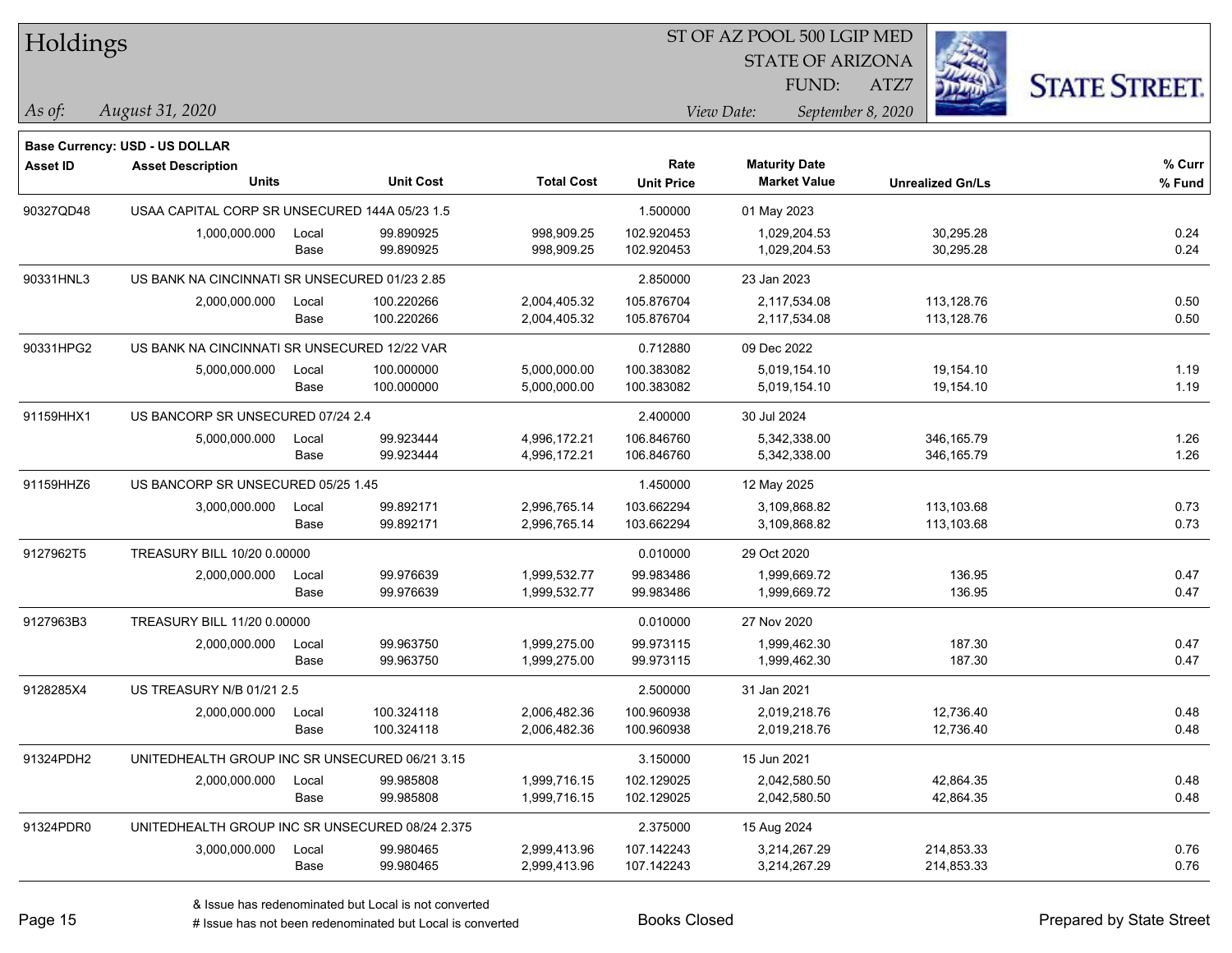# Holdings

ST OF AZ POOL 500 LGIP MED
STATE OF ARIZONA
FUND: ATZ7

*As of: August 31, 2020*

*View Date: September 8, 2020*

**Base Currency: USD - US DOLLAR**

| Asset ID | Asset Description / Units | | Unit Cost | Total Cost | Rate / Unit Price | Maturity Date / Market Value | Unrealized Gn/Ls | % Curr / % Fund |
|---|---|---|---|---|---|---|---|---|
| 90327QD48 | USAA CAPITAL CORP SR UNSECURED 144A 05/23 1.5 | | | | 1.500000 | 01 May 2023 | | |
| | 1,000,000.000 | Local | 99.890925 | 998,909.25 | 102.920453 | 1,029,204.53 | 30,295.28 | 0.24 |
| | | Base | 99.890925 | 998,909.25 | 102.920453 | 1,029,204.53 | 30,295.28 | 0.24 |
| 90331HNL3 | US BANK NA CINCINNATI SR UNSECURED 01/23 2.85 | | | | 2.850000 | 23 Jan 2023 | | |
| | 2,000,000.000 | Local | 100.220266 | 2,004,405.32 | 105.876704 | 2,117,534.08 | 113,128.76 | 0.50 |
| | | Base | 100.220266 | 2,004,405.32 | 105.876704 | 2,117,534.08 | 113,128.76 | 0.50 |
| 90331HPG2 | US BANK NA CINCINNATI SR UNSECURED 12/22 VAR | | | | 0.712880 | 09 Dec 2022 | | |
| | 5,000,000.000 | Local | 100.000000 | 5,000,000.00 | 100.383082 | 5,019,154.10 | 19,154.10 | 1.19 |
| | | Base | 100.000000 | 5,000,000.00 | 100.383082 | 5,019,154.10 | 19,154.10 | 1.19 |
| 91159HHX1 | US BANCORP SR UNSECURED 07/24 2.4 | | | | 2.400000 | 30 Jul 2024 | | |
| | 5,000,000.000 | Local | 99.923444 | 4,996,172.21 | 106.846760 | 5,342,338.00 | 346,165.79 | 1.26 |
| | | Base | 99.923444 | 4,996,172.21 | 106.846760 | 5,342,338.00 | 346,165.79 | 1.26 |
| 91159HHZ6 | US BANCORP SR UNSECURED 05/25 1.45 | | | | 1.450000 | 12 May 2025 | | |
| | 3,000,000.000 | Local | 99.892171 | 2,996,765.14 | 103.662294 | 3,109,868.82 | 113,103.68 | 0.73 |
| | | Base | 99.892171 | 2,996,765.14 | 103.662294 | 3,109,868.82 | 113,103.68 | 0.73 |
| 9127962T5 | TREASURY BILL 10/20 0.00000 | | | | 0.010000 | 29 Oct 2020 | | |
| | 2,000,000.000 | Local | 99.976639 | 1,999,532.77 | 99.983486 | 1,999,669.72 | 136.95 | 0.47 |
| | | Base | 99.976639 | 1,999,532.77 | 99.983486 | 1,999,669.72 | 136.95 | 0.47 |
| 9127963B3 | TREASURY BILL 11/20 0.00000 | | | | 0.010000 | 27 Nov 2020 | | |
| | 2,000,000.000 | Local | 99.963750 | 1,999,275.00 | 99.973115 | 1,999,462.30 | 187.30 | 0.47 |
| | | Base | 99.963750 | 1,999,275.00 | 99.973115 | 1,999,462.30 | 187.30 | 0.47 |
| 9128285X4 | US TREASURY N/B 01/21 2.5 | | | | 2.500000 | 31 Jan 2021 | | |
| | 2,000,000.000 | Local | 100.324118 | 2,006,482.36 | 100.960938 | 2,019,218.76 | 12,736.40 | 0.48 |
| | | Base | 100.324118 | 2,006,482.36 | 100.960938 | 2,019,218.76 | 12,736.40 | 0.48 |
| 91324PDH2 | UNITEDHEALTH GROUP INC SR UNSECURED 06/21 3.15 | | | | 3.150000 | 15 Jun 2021 | | |
| | 2,000,000.000 | Local | 99.985808 | 1,999,716.15 | 102.129025 | 2,042,580.50 | 42,864.35 | 0.48 |
| | | Base | 99.985808 | 1,999,716.15 | 102.129025 | 2,042,580.50 | 42,864.35 | 0.48 |
| 91324PDR0 | UNITEDHEALTH GROUP INC SR UNSECURED 08/24 2.375 | | | | 2.375000 | 15 Aug 2024 | | |
| | 3,000,000.000 | Local | 99.980465 | 2,999,413.96 | 107.142243 | 3,214,267.29 | 214,853.33 | 0.76 |
| | | Base | 99.980465 | 2,999,413.96 | 107.142243 | 3,214,267.29 | 214,853.33 | 0.76 |

& Issue has redenominated but Local is not converted
# Issue has not been redenominated but Local is converted

Books Closed

Prepared by State Street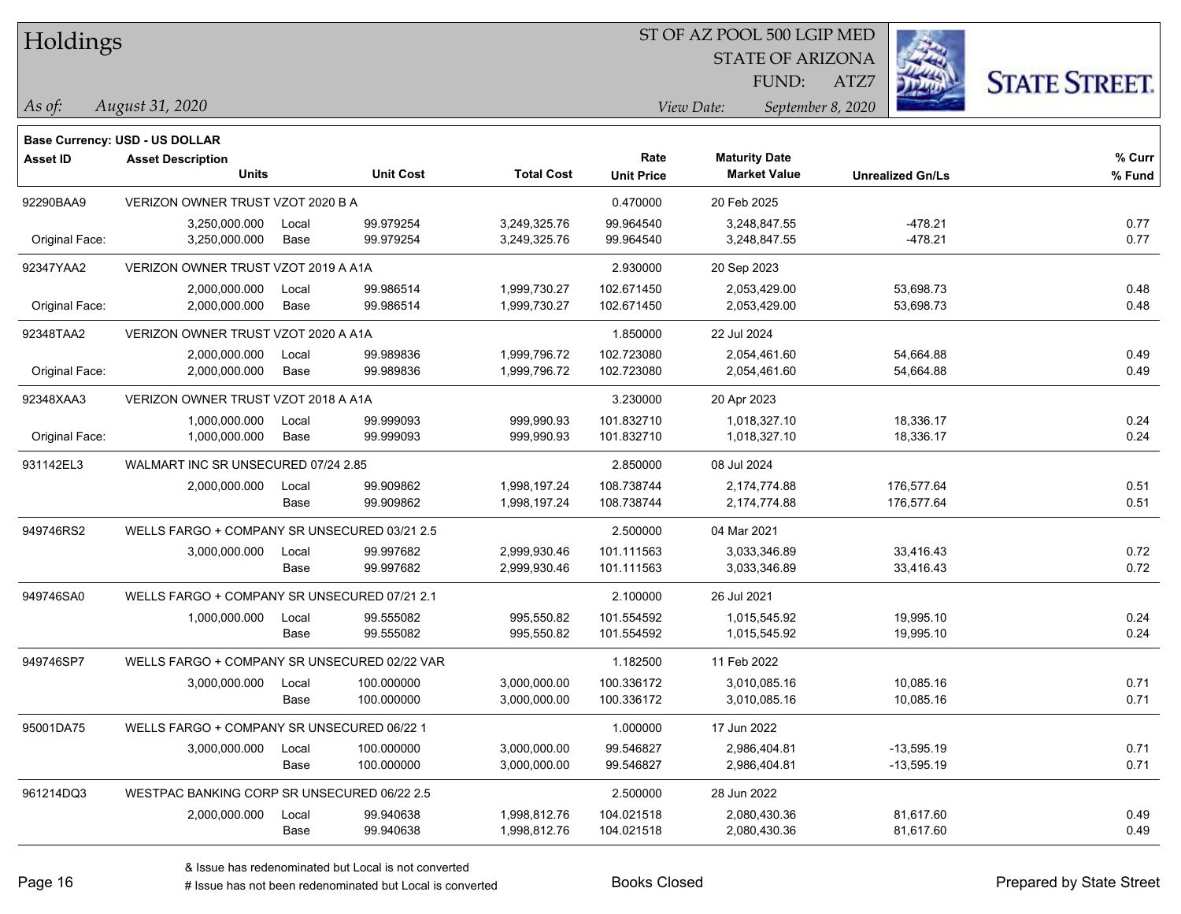Base Currency: USD - US DOLLAR

| Asset ID | Asset Description / Units | | Unit Cost | Total Cost | Rate / Unit Price | Maturity Date / Market Value | Unrealized Gn/Ls | % Curr / % Fund |
|---|---|---|---|---|---|---|---|---|
| 92290BAA9 | VERIZON OWNER TRUST VZOT 2020 B A | | | | 0.470000 | 20 Feb 2025 | | |
| | 3,250,000.000 | Local | 99.979254 | 3,249,325.76 | 99.964540 | 3,248,847.55 | -478.21 | 0.77 |
| Original Face: | 3,250,000.000 | Base | 99.979254 | 3,249,325.76 | 99.964540 | 3,248,847.55 | -478.21 | 0.77 |
| 92347YAA2 | VERIZON OWNER TRUST VZOT 2019 A A1A | | | | 2.930000 | 20 Sep 2023 | | |
| | 2,000,000.000 | Local | 99.986514 | 1,999,730.27 | 102.671450 | 2,053,429.00 | 53,698.73 | 0.48 |
| Original Face: | 2,000,000.000 | Base | 99.986514 | 1,999,730.27 | 102.671450 | 2,053,429.00 | 53,698.73 | 0.48 |
| 92348TAA2 | VERIZON OWNER TRUST VZOT 2020 A A1A | | | | 1.850000 | 22 Jul 2024 | | |
| | 2,000,000.000 | Local | 99.989836 | 1,999,796.72 | 102.723080 | 2,054,461.60 | 54,664.88 | 0.49 |
| Original Face: | 2,000,000.000 | Base | 99.989836 | 1,999,796.72 | 102.723080 | 2,054,461.60 | 54,664.88 | 0.49 |
| 92348XAA3 | VERIZON OWNER TRUST VZOT 2018 A A1A | | | | 3.230000 | 20 Apr 2023 | | |
| | 1,000,000.000 | Local | 99.999093 | 999,990.93 | 101.832710 | 1,018,327.10 | 18,336.17 | 0.24 |
| Original Face: | 1,000,000.000 | Base | 99.999093 | 999,990.93 | 101.832710 | 1,018,327.10 | 18,336.17 | 0.24 |
| 931142EL3 | WALMART INC SR UNSECURED 07/24 2.85 | | | | 2.850000 | 08 Jul 2024 | | |
| | 2,000,000.000 | Local | 99.909862 | 1,998,197.24 | 108.738744 | 2,174,774.88 | 176,577.64 | 0.51 |
| | | Base | 99.909862 | 1,998,197.24 | 108.738744 | 2,174,774.88 | 176,577.64 | 0.51 |
| 949746RS2 | WELLS FARGO + COMPANY SR UNSECURED 03/21 2.5 | | | | 2.500000 | 04 Mar 2021 | | |
| | 3,000,000.000 | Local | 99.997682 | 2,999,930.46 | 101.111563 | 3,033,346.89 | 33,416.43 | 0.72 |
| | | Base | 99.997682 | 2,999,930.46 | 101.111563 | 3,033,346.89 | 33,416.43 | 0.72 |
| 949746SA0 | WELLS FARGO + COMPANY SR UNSECURED 07/21 2.1 | | | | 2.100000 | 26 Jul 2021 | | |
| | 1,000,000.000 | Local | 99.555082 | 995,550.82 | 101.554592 | 1,015,545.92 | 19,995.10 | 0.24 |
| | | Base | 99.555082 | 995,550.82 | 101.554592 | 1,015,545.92 | 19,995.10 | 0.24 |
| 949746SP7 | WELLS FARGO + COMPANY SR UNSECURED 02/22 VAR | | | | 1.182500 | 11 Feb 2022 | | |
| | 3,000,000.000 | Local | 100.000000 | 3,000,000.00 | 100.336172 | 3,010,085.16 | 10,085.16 | 0.71 |
| | | Base | 100.000000 | 3,000,000.00 | 100.336172 | 3,010,085.16 | 10,085.16 | 0.71 |
| 95001DA75 | WELLS FARGO + COMPANY SR UNSECURED 06/22 1 | | | | 1.000000 | 17 Jun 2022 | | |
| | 3,000,000.000 | Local | 100.000000 | 3,000,000.00 | 99.546827 | 2,986,404.81 | -13,595.19 | 0.71 |
| | | Base | 100.000000 | 3,000,000.00 | 99.546827 | 2,986,404.81 | -13,595.19 | 0.71 |
| 961214DQ3 | WESTPAC BANKING CORP SR UNSECURED 06/22 2.5 | | | | 2.500000 | 28 Jun 2022 | | |
| | 2,000,000.000 | Local | 99.940638 | 1,998,812.76 | 104.021518 | 2,080,430.36 | 81,617.60 | 0.49 |
| | | Base | 99.940638 | 1,998,812.76 | 104.021518 | 2,080,430.36 | 81,617.60 | 0.49 |

& Issue has redenominated but Local is not converted

# Issue has not been redenominated but Local is converted

Books Closed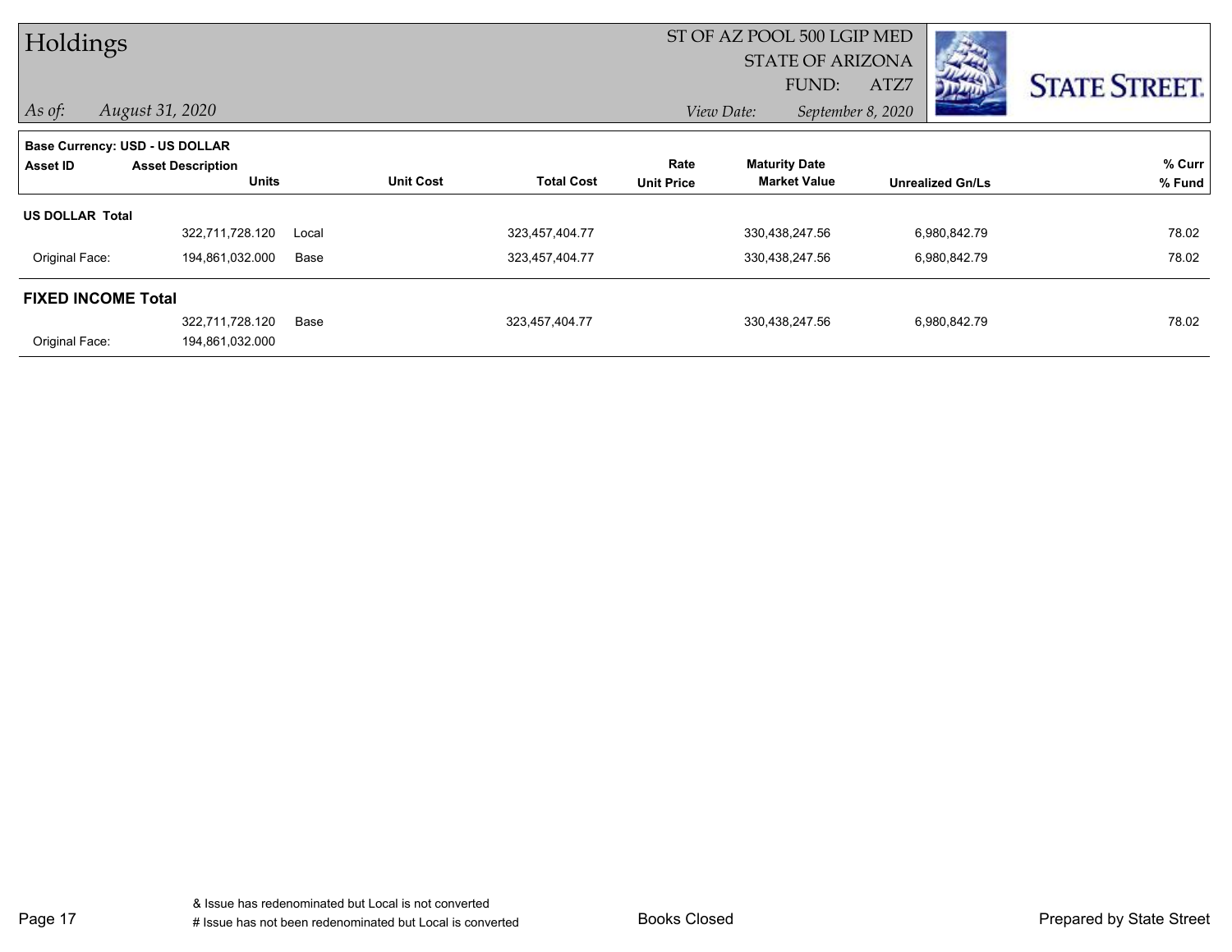# Holdings

ST OF AZ POOL 500 LGIP MED
STATE OF ARIZONA
FUND: ATZ7

*As of:* *August 31, 2020*

*View Date:* *September 8, 2020*

**Base Currency: USD - US DOLLAR**

| Asset ID | Asset Description Units | | Unit Cost | Total Cost | Rate Unit Price | Maturity Date Market Value | Unrealized Gn/Ls | % Curr % Fund |
|---|---|---|---|---|---|---|---|---|
| **US DOLLAR Total** | | | | | | | | |
| | 322,711,728.120 | Local | | 323,457,404.77 | | 330,438,247.56 | 6,980,842.79 | 78.02 |
| Original Face: | 194,861,032.000 | Base | | 323,457,404.77 | | 330,438,247.56 | 6,980,842.79 | 78.02 |
| **FIXED INCOME Total** | | | | | | | | |
| | 322,711,728.120 | Base | | 323,457,404.77 | | 330,438,247.56 | 6,980,842.79 | 78.02 |
| Original Face: | 194,861,032.000 | | | | | | | |

& Issue has redenominated but Local is not converted
# Issue has not been redenominated but Local is converted

Books Closed

Prepared by State Street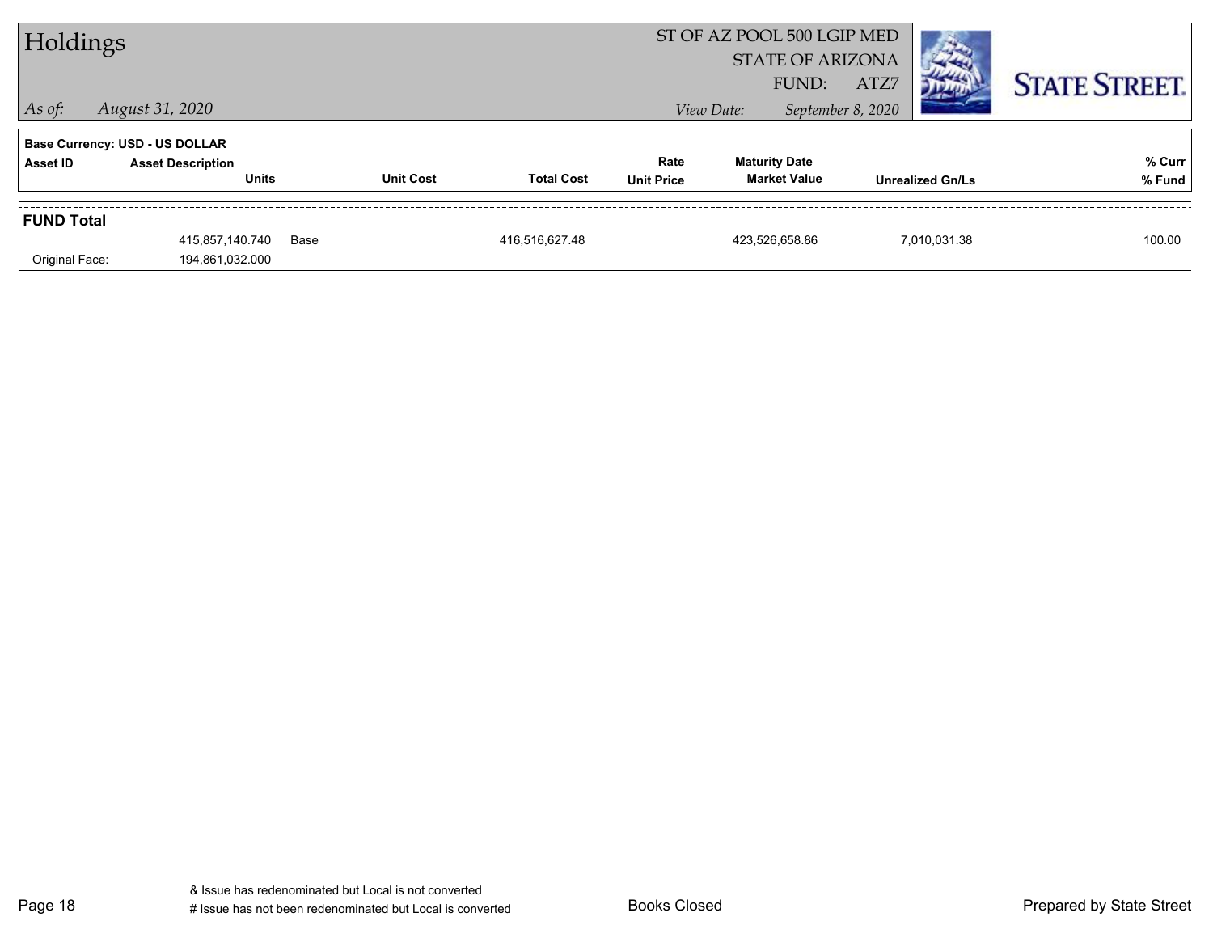# Holdings

ST OF AZ POOL 500 LGIP MED
STATE OF ARIZONA
FUND: ATZ7

*As of:* *August 31, 2020*

*View Date:* *September 8, 2020*

**Base Currency: USD - US DOLLAR**

| Asset ID | Asset Description / Units | | Unit Cost | Total Cost | Rate / Unit Price | Maturity Date / Market Value | Unrealized Gn/Ls | % Curr / % Fund |
|---|---|---|---|---|---|---|---|---|
| **FUND Total** | | | | | | | | |
| | 415,857,140.740 | Base | | 416,516,627.48 | | 423,526,658.86 | 7,010,031.38 | 100.00 |
| Original Face: | 194,861,032.000 | | | | | | | |

& Issue has redenominated but Local is not converted
# Issue has not been redenominated but Local is converted

Books Closed

Prepared by State Street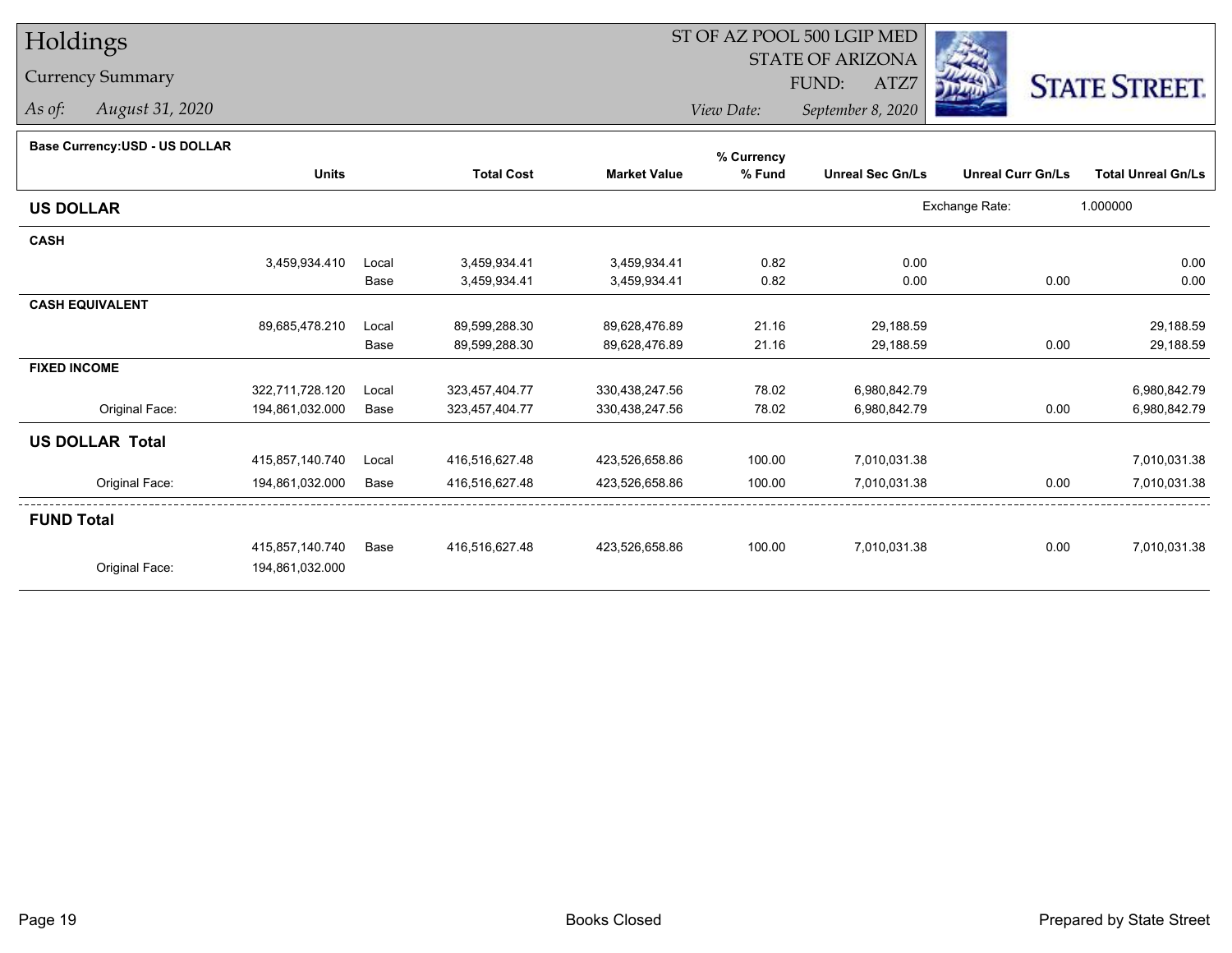# Holdings

## Currency Summary

*As of:* *August 31, 2020*

ST OF AZ POOL 500 LGIP MED
STATE OF ARIZONA
FUND: ATZ7

*View Date:* *September 8, 2020*

STATE STREET.

**Base Currency:USD - US DOLLAR**

| | Units | | Total Cost | Market Value | % Currency % Fund | Unreal Sec Gn/Ls | Unreal Curr Gn/Ls | Total Unreal Gn/Ls |
|---|---|---|---|---|---|---|---|---|
| **US DOLLAR** | | | | | | | Exchange Rate: | 1.000000 |
| **CASH** | | | | | | | | |
| | 3,459,934.410 | Local | 3,459,934.41 | 3,459,934.41 | 0.82 | 0.00 | | 0.00 |
| | | Base | 3,459,934.41 | 3,459,934.41 | 0.82 | 0.00 | 0.00 | 0.00 |
| **CASH EQUIVALENT** | | | | | | | | |
| | 89,685,478.210 | Local | 89,599,288.30 | 89,628,476.89 | 21.16 | 29,188.59 | | 29,188.59 |
| | | Base | 89,599,288.30 | 89,628,476.89 | 21.16 | 29,188.59 | 0.00 | 29,188.59 |
| **FIXED INCOME** | | | | | | | | |
| | 322,711,728.120 | Local | 323,457,404.77 | 330,438,247.56 | 78.02 | 6,980,842.79 | | 6,980,842.79 |
| Original Face: | 194,861,032.000 | Base | 323,457,404.77 | 330,438,247.56 | 78.02 | 6,980,842.79 | 0.00 | 6,980,842.79 |
| **US DOLLAR Total** | | | | | | | | |
| | 415,857,140.740 | Local | 416,516,627.48 | 423,526,658.86 | 100.00 | 7,010,031.38 | | 7,010,031.38 |
| Original Face: | 194,861,032.000 | Base | 416,516,627.48 | 423,526,658.86 | 100.00 | 7,010,031.38 | 0.00 | 7,010,031.38 |
| **FUND Total** | | | | | | | | |
| | 415,857,140.740 | Base | 416,516,627.48 | 423,526,658.86 | 100.00 | 7,010,031.38 | 0.00 | 7,010,031.38 |
| Original Face: | 194,861,032.000 | | | | | | | |

Books Closed

Prepared by State Street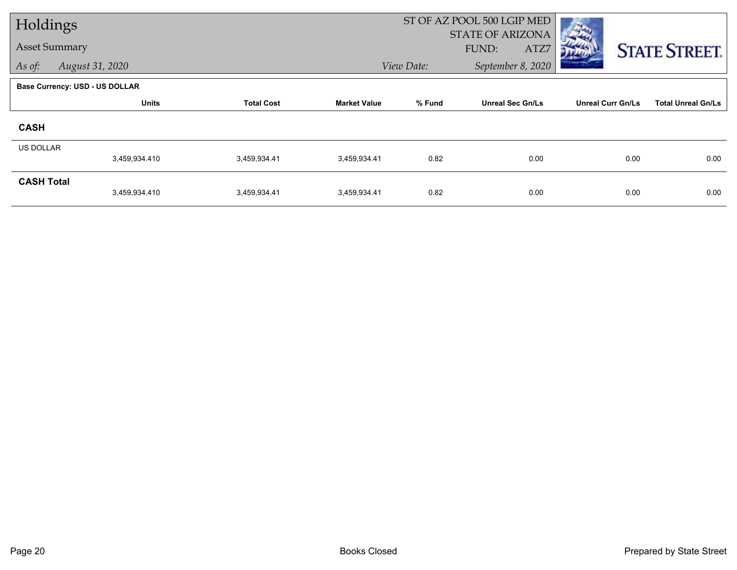# Holdings

## Asset Summary

*As of: August 31, 2020*

ST OF AZ POOL 500 LGIP MED
STATE OF ARIZONA
FUND: ATZ7

*View Date: September 8, 2020*

**Base Currency: USD - US DOLLAR**

| | Units | Total Cost | Market Value | % Fund | Unreal Sec Gn/Ls | Unreal Curr Gn/Ls | Total Unreal Gn/Ls |
|---|---|---|---|---|---|---|---|
| **CASH** | | | | | | | |
| US DOLLAR | 3,459,934.410 | 3,459,934.41 | 3,459,934.41 | 0.82 | 0.00 | 0.00 | 0.00 |
| **CASH Total** | 3,459,934.410 | 3,459,934.41 | 3,459,934.41 | 0.82 | 0.00 | 0.00 | 0.00 |

Books Closed

Prepared by State Street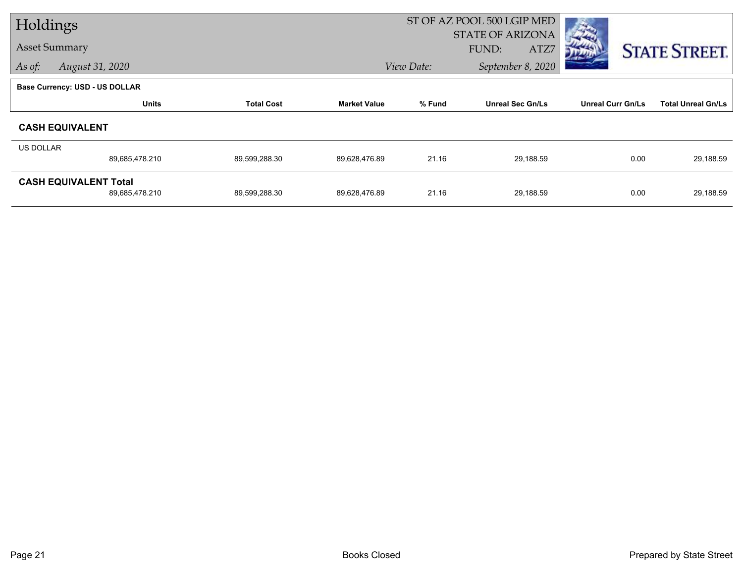# Holdings

Asset Summary

*As of:* *August 31, 2020*

ST OF AZ POOL 500 LGIP MED
STATE OF ARIZONA
FUND: ATZ7

*View Date:* *September 8, 2020*

STATE STREET.

**Base Currency: USD - US DOLLAR**

| | Units | Total Cost | Market Value | % Fund | Unreal Sec Gn/Ls | Unreal Curr Gn/Ls | Total Unreal Gn/Ls |
|---|---|---|---|---|---|---|---|
| **CASH EQUIVALENT** | | | | | | | |
| US DOLLAR | 89,685,478.210 | 89,599,288.30 | 89,628,476.89 | 21.16 | 29,188.59 | 0.00 | 29,188.59 |
| **CASH EQUIVALENT Total** | 89,685,478.210 | 89,599,288.30 | 89,628,476.89 | 21.16 | 29,188.59 | 0.00 | 29,188.59 |

Books Closed

Prepared by State Street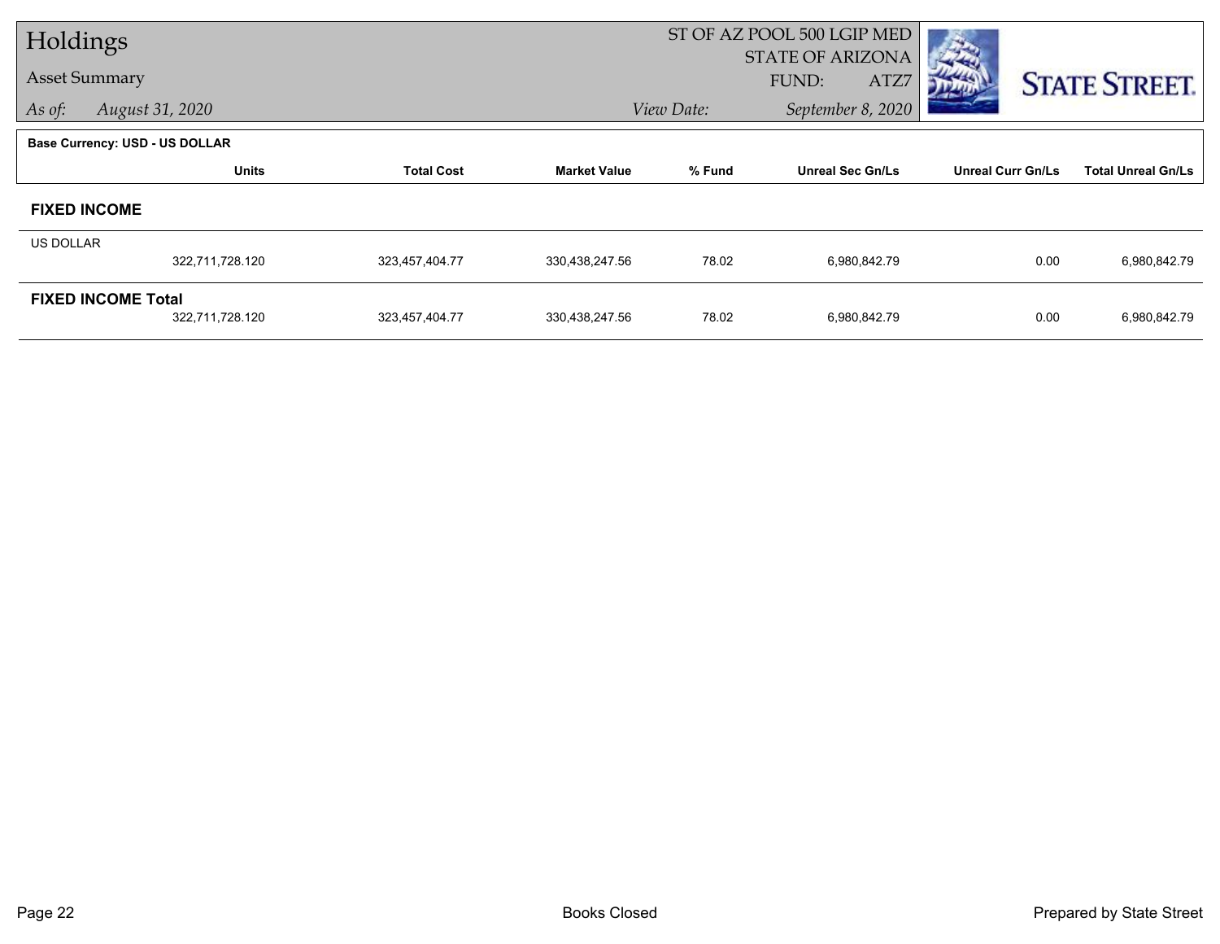# Holdings

## Asset Summary

*As of:* *August 31, 2020*

ST OF AZ POOL 500 LGIP MED
STATE OF ARIZONA
FUND: ATZ7

*View Date:* *September 8, 2020*

**Base Currency: USD - US DOLLAR**

| | Units | Total Cost | Market Value | % Fund | Unreal Sec Gn/Ls | Unreal Curr Gn/Ls | Total Unreal Gn/Ls |
|---|---|---|---|---|---|---|---|
| **FIXED INCOME** | | | | | | | |
| US DOLLAR | 322,711,728.120 | 323,457,404.77 | 330,438,247.56 | 78.02 | 6,980,842.79 | 0.00 | 6,980,842.79 |
| **FIXED INCOME Total** | 322,711,728.120 | 323,457,404.77 | 330,438,247.56 | 78.02 | 6,980,842.79 | 0.00 | 6,980,842.79 |

Books Closed

Prepared by State Street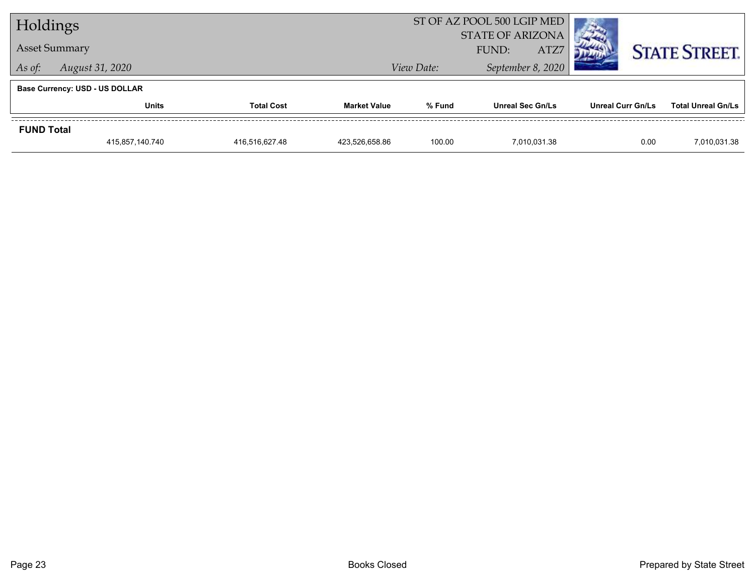# Holdings

## Asset Summary

*As of:* *August 31, 2020*

ST OF AZ POOL 500 LGIP MED
STATE OF ARIZONA
FUND: ATZ7

*View Date:* *September 8, 2020*

**Base Currency: USD - US DOLLAR**

| | Units | Total Cost | Market Value | % Fund | Unreal Sec Gn/Ls | Unreal Curr Gn/Ls | Total Unreal Gn/Ls |
|---|---|---|---|---|---|---|---|
| **FUND Total** | | | | | | | |
| | 415,857,140.740 | 416,516,627.48 | 423,526,658.86 | 100.00 | 7,010,031.38 | 0.00 | 7,010,031.38 |

Books Closed

Prepared by State Street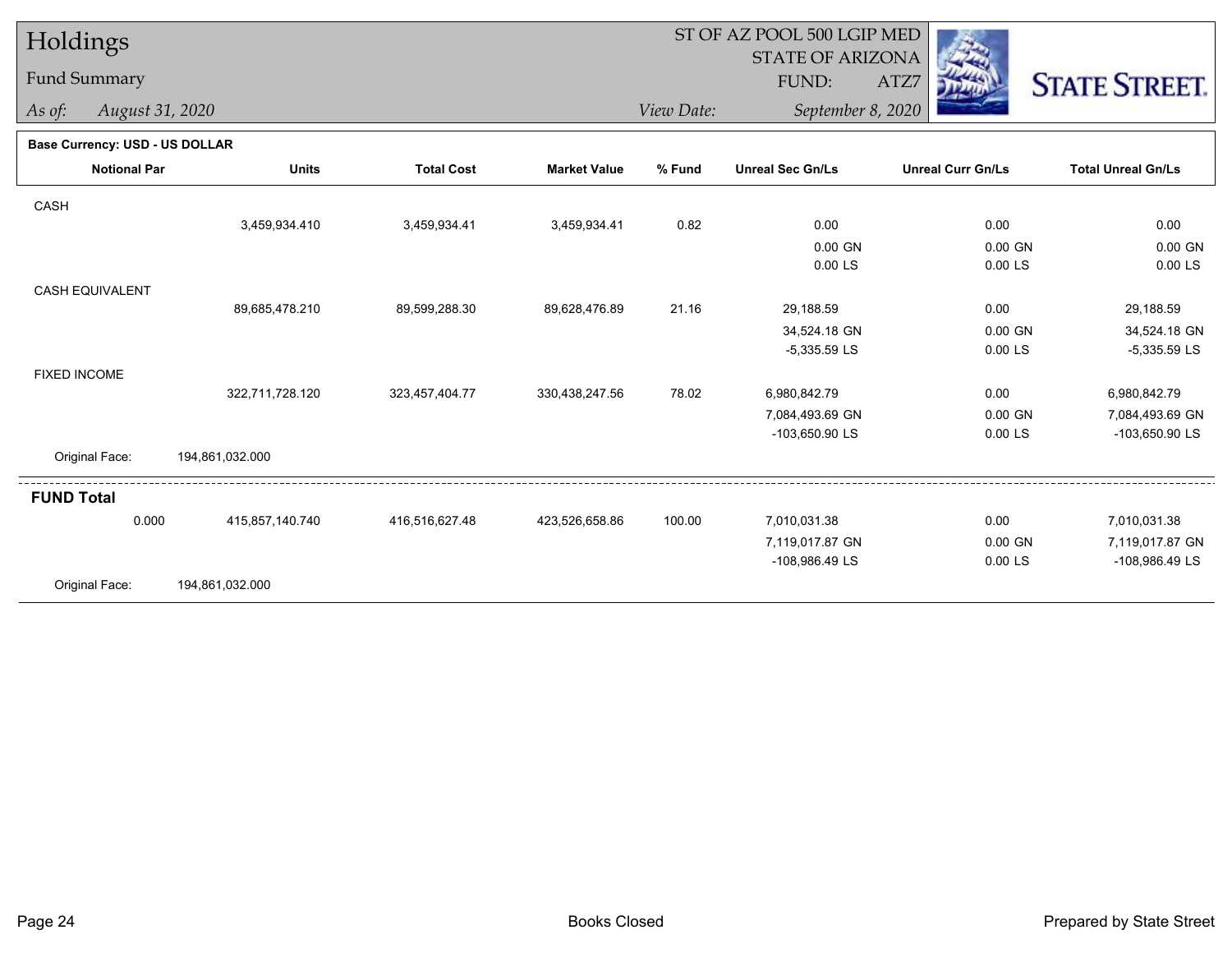# Holdings

Fund Summary

*As of: August 31, 2020*

ST OF AZ POOL 500 LGIP MED
STATE OF ARIZONA
FUND: ATZ7

*View Date: September 8, 2020*

STATE STREET.

**Base Currency: USD - US DOLLAR**

| Notional Par | Units | Total Cost | Market Value | % Fund | Unreal Sec Gn/Ls | Unreal Curr Gn/Ls | Total Unreal Gn/Ls |
|---|---|---|---|---|---|---|---|
| CASH | | | | | | | |
| | 3,459,934.410 | 3,459,934.41 | 3,459,934.41 | 0.82 | 0.00 | 0.00 | 0.00 |
| | | | | | 0.00 GN | 0.00 GN | 0.00 GN |
| | | | | | 0.00 LS | 0.00 LS | 0.00 LS |
| CASH EQUIVALENT | | | | | | | |
| | 89,685,478.210 | 89,599,288.30 | 89,628,476.89 | 21.16 | 29,188.59 | 0.00 | 29,188.59 |
| | | | | | 34,524.18 GN | 0.00 GN | 34,524.18 GN |
| | | | | | -5,335.59 LS | 0.00 LS | -5,335.59 LS |
| FIXED INCOME | | | | | | | |
| | 322,711,728.120 | 323,457,404.77 | 330,438,247.56 | 78.02 | 6,980,842.79 | 0.00 | 6,980,842.79 |
| | | | | | 7,084,493.69 GN | 0.00 GN | 7,084,493.69 GN |
| | | | | | -103,650.90 LS | 0.00 LS | -103,650.90 LS |
| Original Face: | 194,861,032.000 | | | | | | |
| **FUND Total** | | | | | | | |
| 0.000 | 415,857,140.740 | 416,516,627.48 | 423,526,658.86 | 100.00 | 7,010,031.38 | 0.00 | 7,010,031.38 |
| | | | | | 7,119,017.87 GN | 0.00 GN | 7,119,017.87 GN |
| | | | | | -108,986.49 LS | 0.00 LS | -108,986.49 LS |
| Original Face: | 194,861,032.000 | | | | | | |

Books Closed

Prepared by State Street